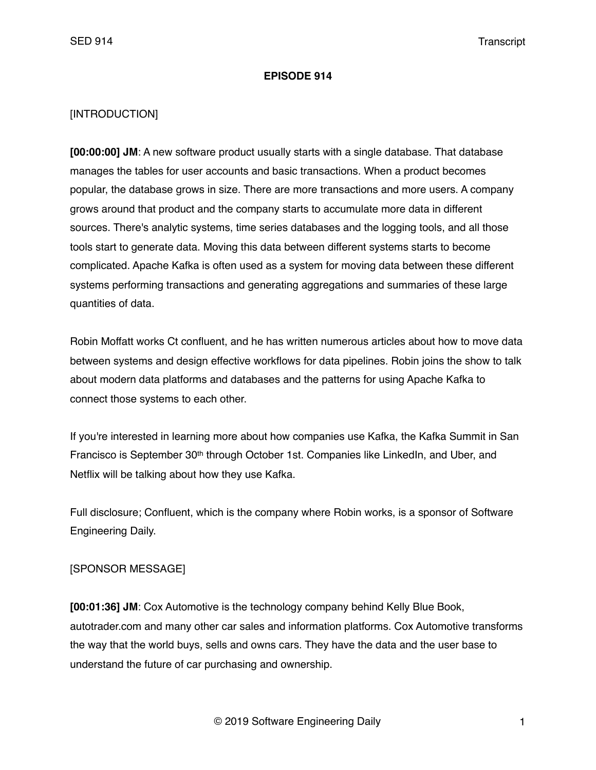# EPISODE 914

[INTRODUCTION]

**[00:00:00] JM**: A new software product usually starts with a single database. That database manages the tables for user accounts and basic transactions. When a product becomes popular, the database grows in size. There are more transactions and more users. A company grows around that product and the company starts to accumulate more data in different sources. There's analytic systems, time series databases and the logging tools, and all those tools start to generate data. Moving this data between different systems starts to become complicated. Apache Kafka is often used as a system for moving data between these different systems performing transactions and generating aggregations and summaries of these large quantities of data.

Robin Moffatt works Ct confluent, and he has written numerous articles about how to move data between systems and design effective workflows for data pipelines. Robin joins the show to talk about modern data platforms and databases and the patterns for using Apache Kafka to connect those systems to each other.

If you're interested in learning more about how companies use Kafka, the Kafka Summit in San Francisco is September 30th through October 1st. Companies like LinkedIn, and Uber, and Netflix will be talking about how they use Kafka.

Full disclosure; Confluent, which is the company where Robin works, is a sponsor of Software Engineering Daily.

[SPONSOR MESSAGE]

**[00:01:36] JM**: Cox Automotive is the technology company behind Kelly Blue Book, autotrader.com and many other car sales and information platforms. Cox Automotive transforms the way that the world buys, sells and owns cars. They have the data and the user base to understand the future of car purchasing and ownership.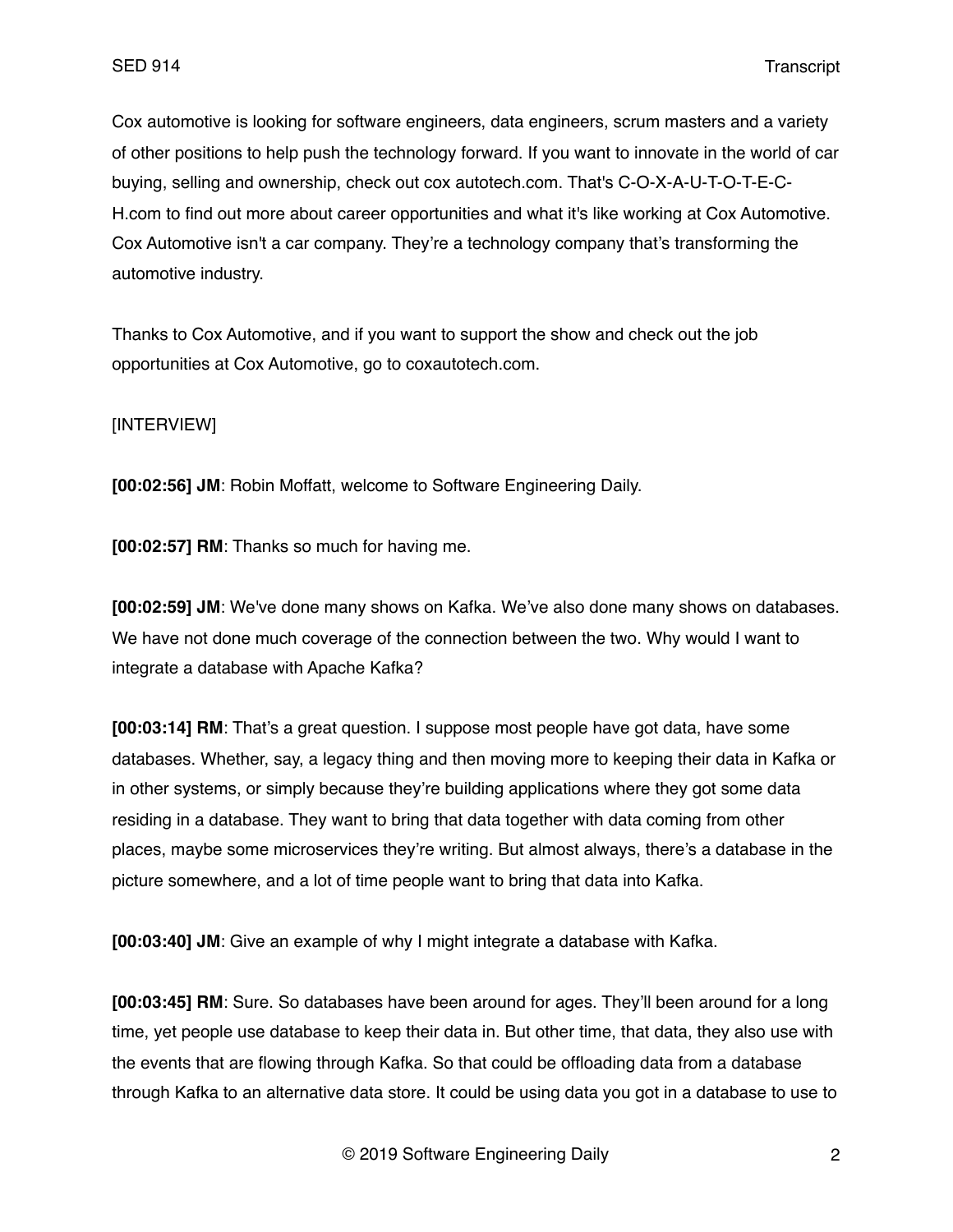Cox automotive is looking for software engineers, data engineers, scrum masters and a variety of other positions to help push the technology forward. If you want to innovate in the world of car buying, selling and ownership, check out cox autotech.com. That's C-O-X-A-U-T-O-T-E-C-H.com to find out more about career opportunities and what it's like working at Cox Automotive. Cox Automotive isn't a car company. They're a technology company that's transforming the automotive industry.

Thanks to Cox Automotive, and if you want to support the show and check out the job opportunities at Cox Automotive, go to coxautotech.com.

[INTERVIEW]

**[00:02:56] JM**: Robin Moffatt, welcome to Software Engineering Daily.

**[00:02:57] RM**: Thanks so much for having me.

**[00:02:59] JM**: We've done many shows on Kafka. We've also done many shows on databases. We have not done much coverage of the connection between the two. Why would I want to integrate a database with Apache Kafka?

**[00:03:14] RM**: That's a great question. I suppose most people have got data, have some databases. Whether, say, a legacy thing and then moving more to keeping their data in Kafka or in other systems, or simply because they're building applications where they got some data residing in a database. They want to bring that data together with data coming from other places, maybe some microservices they're writing. But almost always, there's a database in the picture somewhere, and a lot of time people want to bring that data into Kafka.

**[00:03:40] JM**: Give an example of why I might integrate a database with Kafka.

**[00:03:45] RM**: Sure. So databases have been around for ages. They'll been around for a long time, yet people use database to keep their data in. But other time, that data, they also use with the events that are flowing through Kafka. So that could be offloading data from a database through Kafka to an alternative data store. It could be using data you got in a database to use to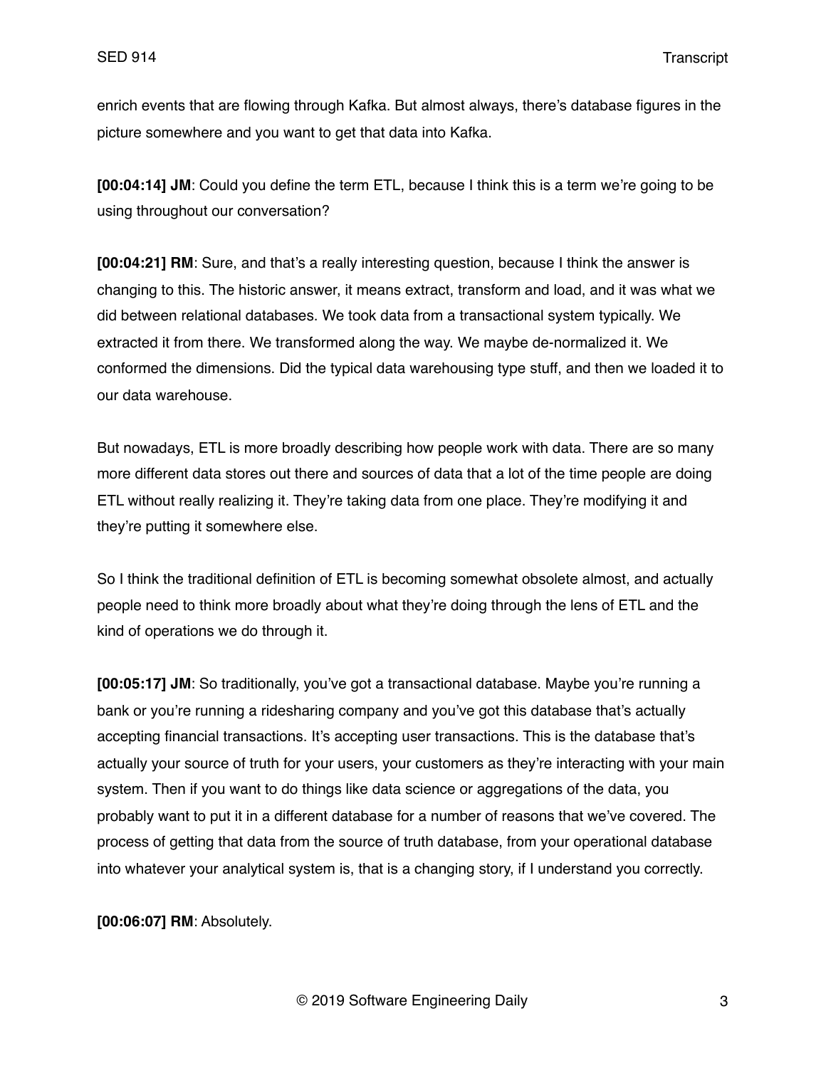enrich events that are flowing through Kafka. But almost always, there's database figures in the picture somewhere and you want to get that data into Kafka.

**[00:04:14] JM**: Could you define the term ETL, because I think this is a term we're going to be using throughout our conversation?

**[00:04:21] RM**: Sure, and that's a really interesting question, because I think the answer is changing to this. The historic answer, it means extract, transform and load, and it was what we did between relational databases. We took data from a transactional system typically. We extracted it from there. We transformed along the way. We maybe de-normalized it. We conformed the dimensions. Did the typical data warehousing type stuff, and then we loaded it to our data warehouse.

But nowadays, ETL is more broadly describing how people work with data. There are so many more different data stores out there and sources of data that a lot of the time people are doing ETL without really realizing it. They're taking data from one place. They're modifying it and they're putting it somewhere else.

So I think the traditional definition of ETL is becoming somewhat obsolete almost, and actually people need to think more broadly about what they're doing through the lens of ETL and the kind of operations we do through it.

**[00:05:17] JM**: So traditionally, you've got a transactional database. Maybe you're running a bank or you're running a ridesharing company and you've got this database that's actually accepting financial transactions. It's accepting user transactions. This is the database that's actually your source of truth for your users, your customers as they're interacting with your main system. Then if you want to do things like data science or aggregations of the data, you probably want to put it in a different database for a number of reasons that we've covered. The process of getting that data from the source of truth database, from your operational database into whatever your analytical system is, that is a changing story, if I understand you correctly.

**[00:06:07] RM**: Absolutely.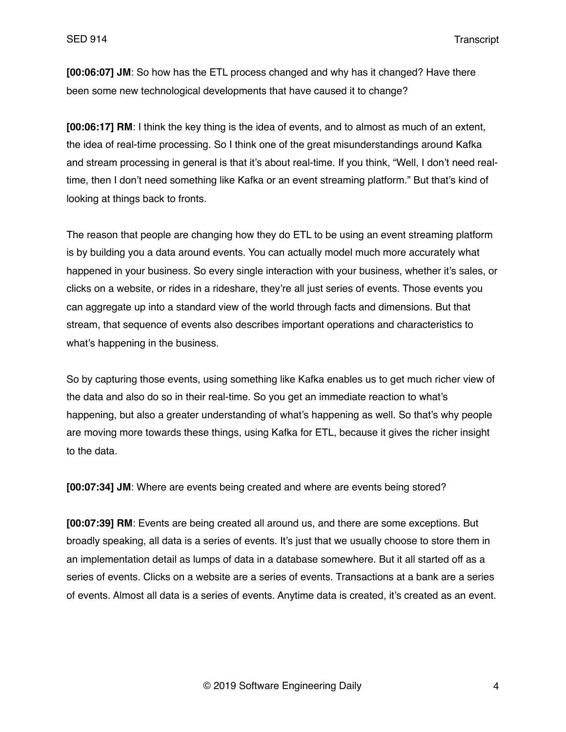**[00:06:07] JM**: So how has the ETL process changed and why has it changed? Have there been some new technological developments that have caused it to change?

**[00:06:17] RM**: I think the key thing is the idea of events, and to almost as much of an extent, the idea of real-time processing. So I think one of the great misunderstandings around Kafka and stream processing in general is that it's about real-time. If you think, "Well, I don't need real-time, then I don't need something like Kafka or an event streaming platform." But that's kind of looking at things back to fronts.

The reason that people are changing how they do ETL to be using an event streaming platform is by building you a data around events. You can actually model much more accurately what happened in your business. So every single interaction with your business, whether it's sales, or clicks on a website, or rides in a rideshare, they're all just series of events. Those events you can aggregate up into a standard view of the world through facts and dimensions. But that stream, that sequence of events also describes important operations and characteristics to what's happening in the business.

So by capturing those events, using something like Kafka enables us to get much richer view of the data and also do so in their real-time. So you get an immediate reaction to what's happening, but also a greater understanding of what's happening as well. So that's why people are moving more towards these things, using Kafka for ETL, because it gives the richer insight to the data.

**[00:07:34] JM**: Where are events being created and where are events being stored?

**[00:07:39] RM**: Events are being created all around us, and there are some exceptions. But broadly speaking, all data is a series of events. It's just that we usually choose to store them in an implementation detail as lumps of data in a database somewhere. But it all started off as a series of events. Clicks on a website are a series of events. Transactions at a bank are a series of events. Almost all data is a series of events. Anytime data is created, it's created as an event.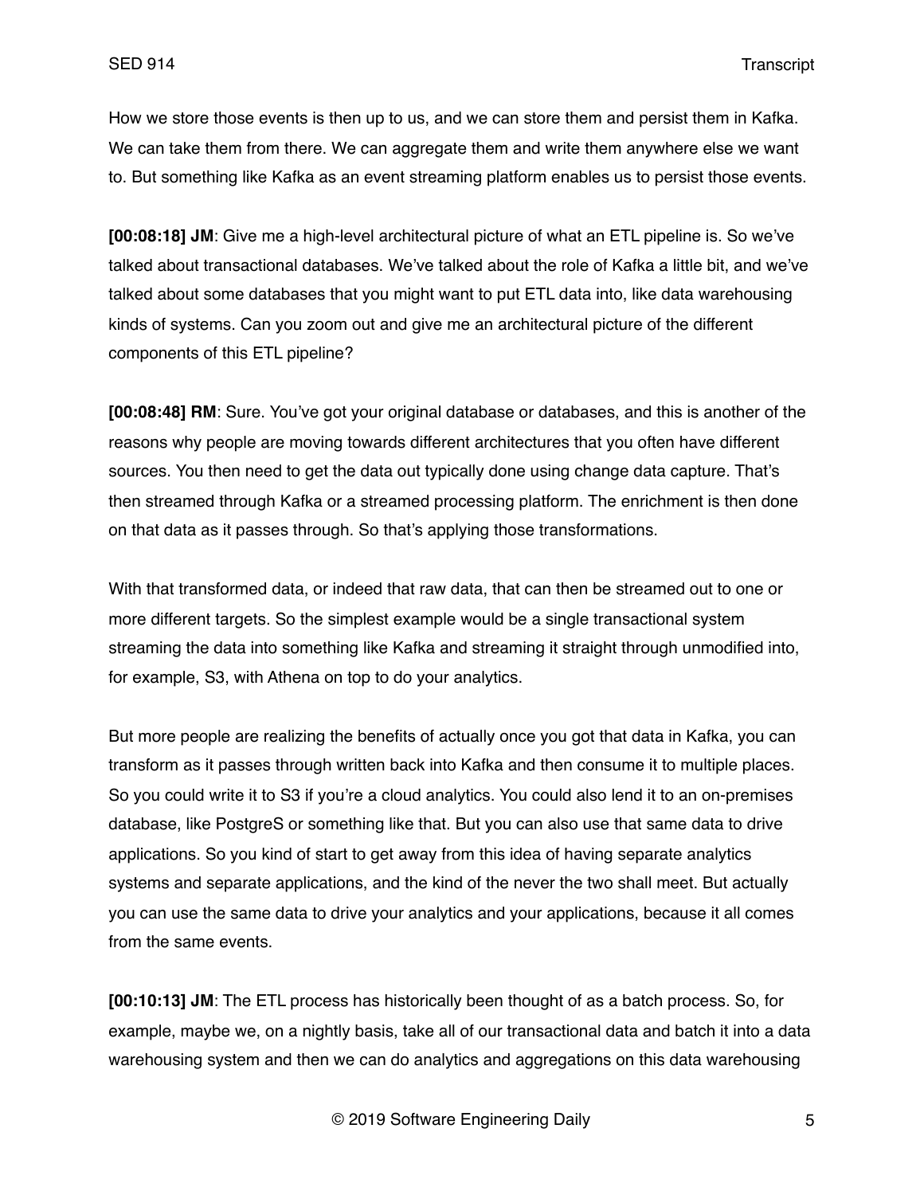How we store those events is then up to us, and we can store them and persist them in Kafka. We can take them from there. We can aggregate them and write them anywhere else we want to. But something like Kafka as an event streaming platform enables us to persist those events.

**[00:08:18] JM**: Give me a high-level architectural picture of what an ETL pipeline is. So we've talked about transactional databases. We've talked about the role of Kafka a little bit, and we've talked about some databases that you might want to put ETL data into, like data warehousing kinds of systems. Can you zoom out and give me an architectural picture of the different components of this ETL pipeline?

**[00:08:48] RM**: Sure. You've got your original database or databases, and this is another of the reasons why people are moving towards different architectures that you often have different sources. You then need to get the data out typically done using change data capture. That's then streamed through Kafka or a streamed processing platform. The enrichment is then done on that data as it passes through. So that's applying those transformations.

With that transformed data, or indeed that raw data, that can then be streamed out to one or more different targets. So the simplest example would be a single transactional system streaming the data into something like Kafka and streaming it straight through unmodified into, for example, S3, with Athena on top to do your analytics.

But more people are realizing the benefits of actually once you got that data in Kafka, you can transform as it passes through written back into Kafka and then consume it to multiple places. So you could write it to S3 if you're a cloud analytics. You could also lend it to an on-premises database, like PostgreS or something like that. But you can also use that same data to drive applications. So you kind of start to get away from this idea of having separate analytics systems and separate applications, and the kind of the never the two shall meet. But actually you can use the same data to drive your analytics and your applications, because it all comes from the same events.

**[00:10:13] JM**: The ETL process has historically been thought of as a batch process. So, for example, maybe we, on a nightly basis, take all of our transactional data and batch it into a data warehousing system and then we can do analytics and aggregations on this data warehousing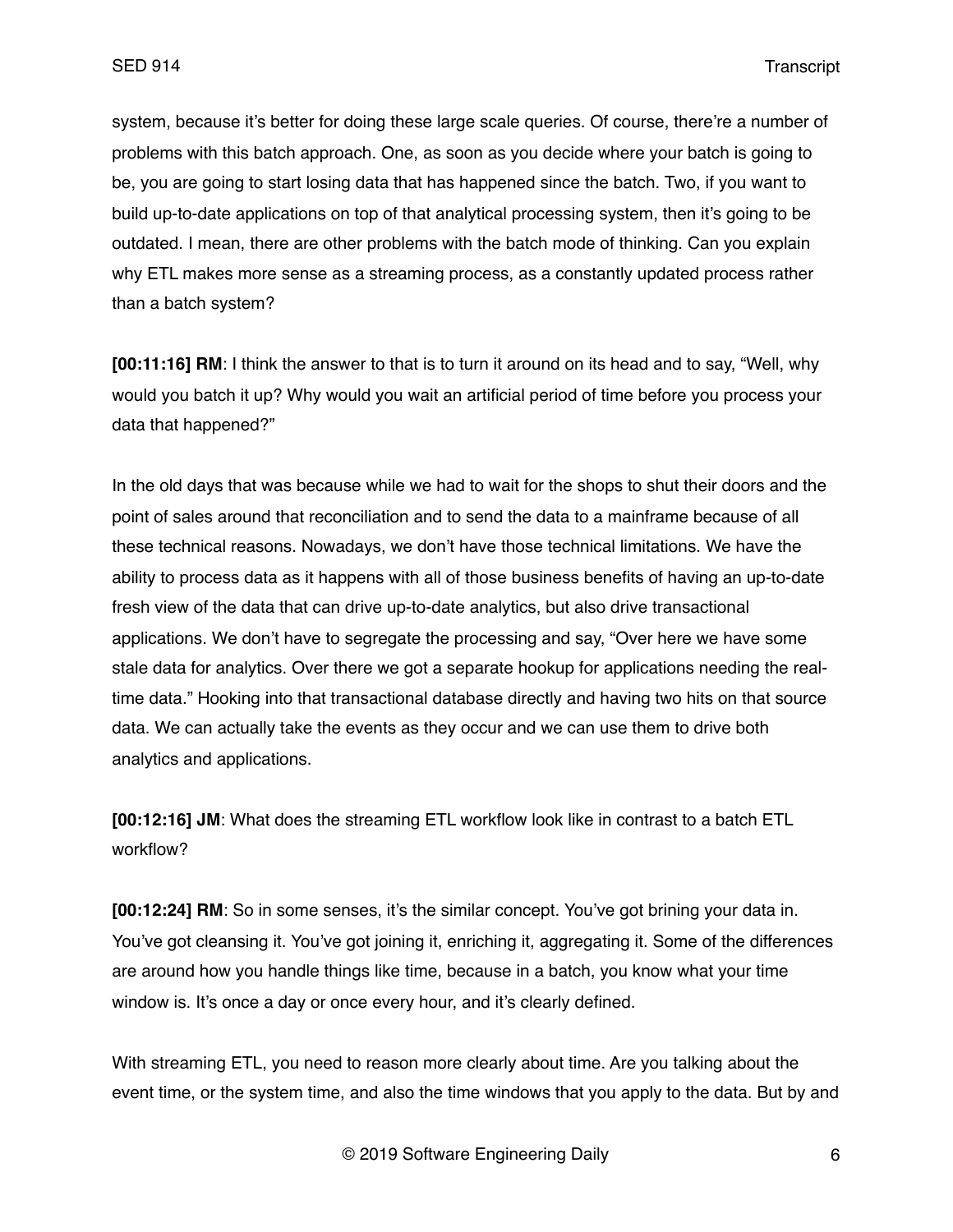system, because it's better for doing these large scale queries. Of course, there're a number of problems with this batch approach. One, as soon as you decide where your batch is going to be, you are going to start losing data that has happened since the batch. Two, if you want to build up-to-date applications on top of that analytical processing system, then it's going to be outdated. I mean, there are other problems with the batch mode of thinking. Can you explain why ETL makes more sense as a streaming process, as a constantly updated process rather than a batch system?

**[00:11:16] RM**: I think the answer to that is to turn it around on its head and to say, "Well, why would you batch it up? Why would you wait an artificial period of time before you process your data that happened?"

In the old days that was because while we had to wait for the shops to shut their doors and the point of sales around that reconciliation and to send the data to a mainframe because of all these technical reasons. Nowadays, we don't have those technical limitations. We have the ability to process data as it happens with all of those business benefits of having an up-to-date fresh view of the data that can drive up-to-date analytics, but also drive transactional applications. We don't have to segregate the processing and say, "Over here we have some stale data for analytics. Over there we got a separate hookup for applications needing the real-time data." Hooking into that transactional database directly and having two hits on that source data. We can actually take the events as they occur and we can use them to drive both analytics and applications.

**[00:12:16] JM**: What does the streaming ETL workflow look like in contrast to a batch ETL workflow?

**[00:12:24] RM**: So in some senses, it's the similar concept. You've got brining your data in. You've got cleansing it. You've got joining it, enriching it, aggregating it. Some of the differences are around how you handle things like time, because in a batch, you know what your time window is. It's once a day or once every hour, and it's clearly defined.

With streaming ETL, you need to reason more clearly about time. Are you talking about the event time, or the system time, and also the time windows that you apply to the data. But by and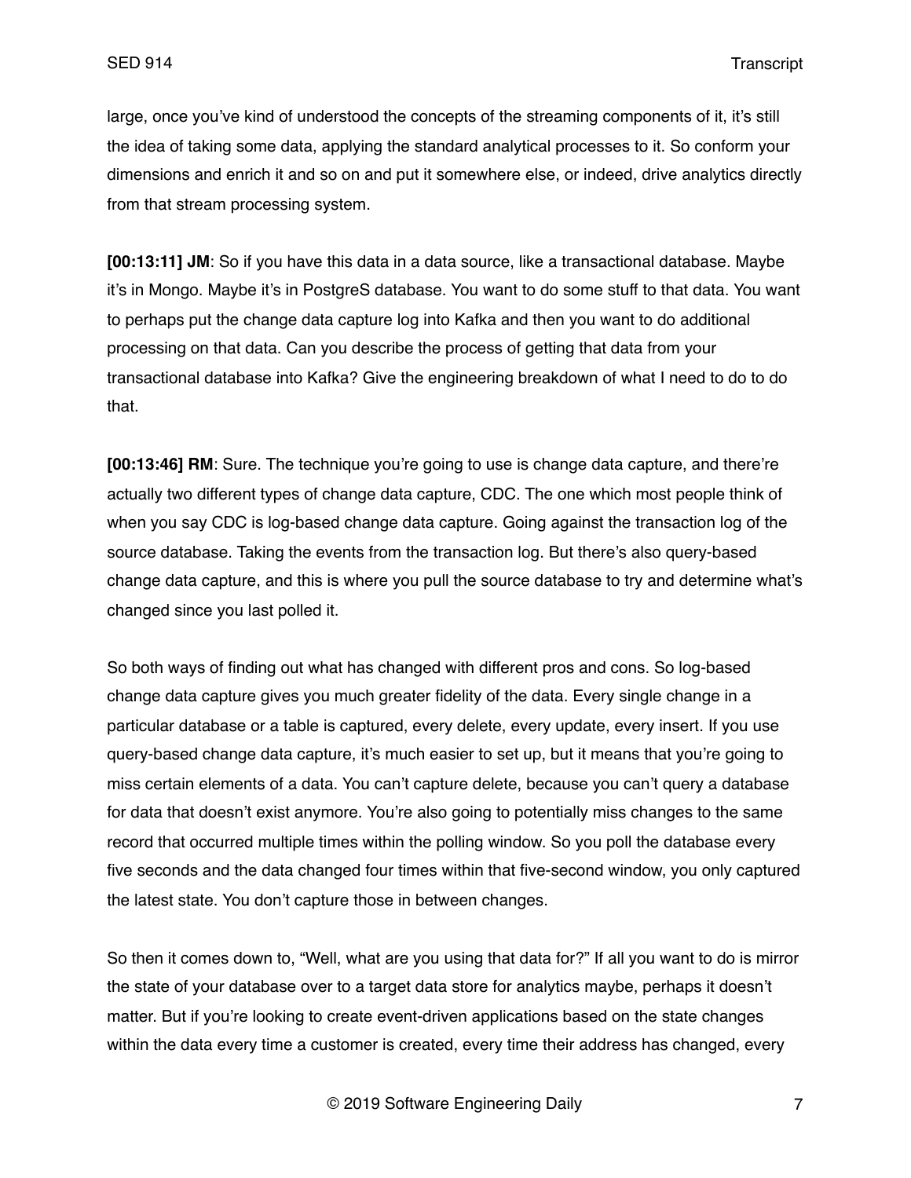large, once you've kind of understood the concepts of the streaming components of it, it's still the idea of taking some data, applying the standard analytical processes to it. So conform your dimensions and enrich it and so on and put it somewhere else, or indeed, drive analytics directly from that stream processing system.

**[00:13:11] JM**: So if you have this data in a data source, like a transactional database. Maybe it's in Mongo. Maybe it's in PostgreS database. You want to do some stuff to that data. You want to perhaps put the change data capture log into Kafka and then you want to do additional processing on that data. Can you describe the process of getting that data from your transactional database into Kafka? Give the engineering breakdown of what I need to do to do that.

**[00:13:46] RM**: Sure. The technique you're going to use is change data capture, and there're actually two different types of change data capture, CDC. The one which most people think of when you say CDC is log-based change data capture. Going against the transaction log of the source database. Taking the events from the transaction log. But there's also query-based change data capture, and this is where you pull the source database to try and determine what's changed since you last polled it.

So both ways of finding out what has changed with different pros and cons. So log-based change data capture gives you much greater fidelity of the data. Every single change in a particular database or a table is captured, every delete, every update, every insert. If you use query-based change data capture, it's much easier to set up, but it means that you're going to miss certain elements of a data. You can't capture delete, because you can't query a database for data that doesn't exist anymore. You're also going to potentially miss changes to the same record that occurred multiple times within the polling window. So you poll the database every five seconds and the data changed four times within that five-second window, you only captured the latest state. You don't capture those in between changes.

So then it comes down to, "Well, what are you using that data for?" If all you want to do is mirror the state of your database over to a target data store for analytics maybe, perhaps it doesn't matter. But if you're looking to create event-driven applications based on the state changes within the data every time a customer is created, every time their address has changed, every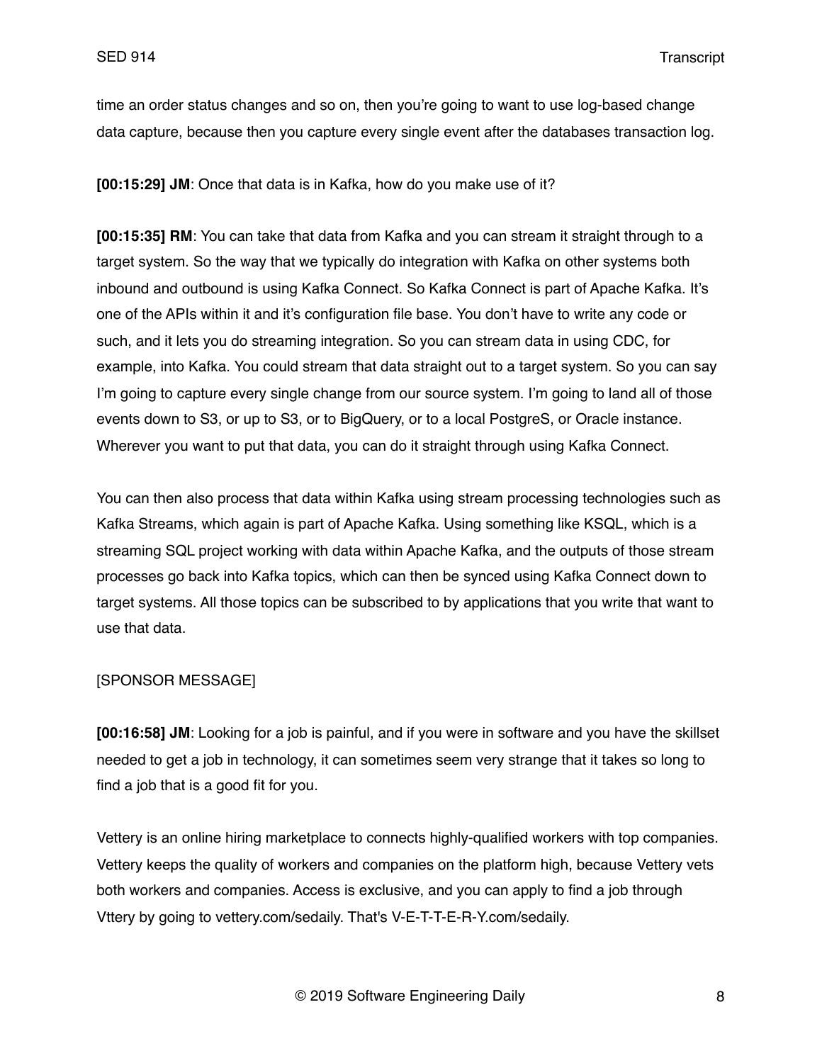time an order status changes and so on, then you're going to want to use log-based change data capture, because then you capture every single event after the databases transaction log.

**[00:15:29] JM**: Once that data is in Kafka, how do you make use of it?

**[00:15:35] RM**: You can take that data from Kafka and you can stream it straight through to a target system. So the way that we typically do integration with Kafka on other systems both inbound and outbound is using Kafka Connect. So Kafka Connect is part of Apache Kafka. It's one of the APIs within it and it's configuration file base. You don't have to write any code or such, and it lets you do streaming integration. So you can stream data in using CDC, for example, into Kafka. You could stream that data straight out to a target system. So you can say I'm going to capture every single change from our source system. I'm going to land all of those events down to S3, or up to S3, or to BigQuery, or to a local PostgreS, or Oracle instance. Wherever you want to put that data, you can do it straight through using Kafka Connect.

You can then also process that data within Kafka using stream processing technologies such as Kafka Streams, which again is part of Apache Kafka. Using something like KSQL, which is a streaming SQL project working with data within Apache Kafka, and the outputs of those stream processes go back into Kafka topics, which can then be synced using Kafka Connect down to target systems. All those topics can be subscribed to by applications that you write that want to use that data.

[SPONSOR MESSAGE]

**[00:16:58] JM**: Looking for a job is painful, and if you were in software and you have the skillset needed to get a job in technology, it can sometimes seem very strange that it takes so long to find a job that is a good fit for you.

Vettery is an online hiring marketplace to connects highly-qualified workers with top companies. Vettery keeps the quality of workers and companies on the platform high, because Vettery vets both workers and companies. Access is exclusive, and you can apply to find a job through Vttery by going to vettery.com/sedaily. That's V-E-T-T-E-R-Y.com/sedaily.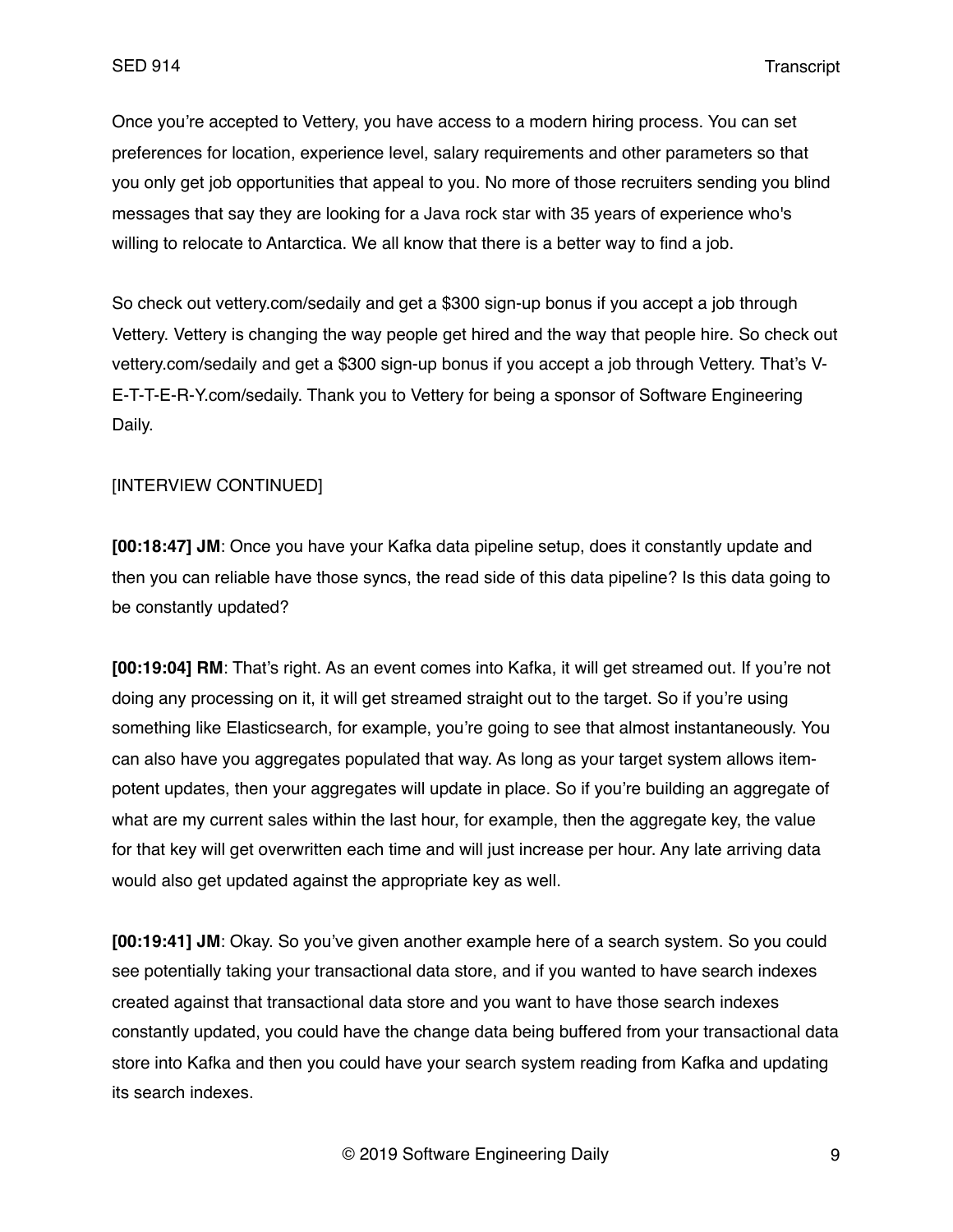Once you're accepted to Vettery, you have access to a modern hiring process. You can set preferences for location, experience level, salary requirements and other parameters so that you only get job opportunities that appeal to you. No more of those recruiters sending you blind messages that say they are looking for a Java rock star with 35 years of experience who's willing to relocate to Antarctica. We all know that there is a better way to find a job.

So check out vettery.com/sedaily and get a $300 sign-up bonus if you accept a job through Vettery. Vettery is changing the way people get hired and the way that people hire. So check out vettery.com/sedaily and get a $300 sign-up bonus if you accept a job through Vettery. That's V-E-T-T-E-R-Y.com/sedaily. Thank you to Vettery for being a sponsor of Software Engineering Daily.

[INTERVIEW CONTINUED]

**[00:18:47] JM**: Once you have your Kafka data pipeline setup, does it constantly update and then you can reliable have those syncs, the read side of this data pipeline? Is this data going to be constantly updated?

**[00:19:04] RM**: That's right. As an event comes into Kafka, it will get streamed out. If you're not doing any processing on it, it will get streamed straight out to the target. So if you're using something like Elasticsearch, for example, you're going to see that almost instantaneously. You can also have you aggregates populated that way. As long as your target system allows item-potent updates, then your aggregates will update in place. So if you're building an aggregate of what are my current sales within the last hour, for example, then the aggregate key, the value for that key will get overwritten each time and will just increase per hour. Any late arriving data would also get updated against the appropriate key as well.

**[00:19:41] JM**: Okay. So you've given another example here of a search system. So you could see potentially taking your transactional data store, and if you wanted to have search indexes created against that transactional data store and you want to have those search indexes constantly updated, you could have the change data being buffered from your transactional data store into Kafka and then you could have your search system reading from Kafka and updating its search indexes.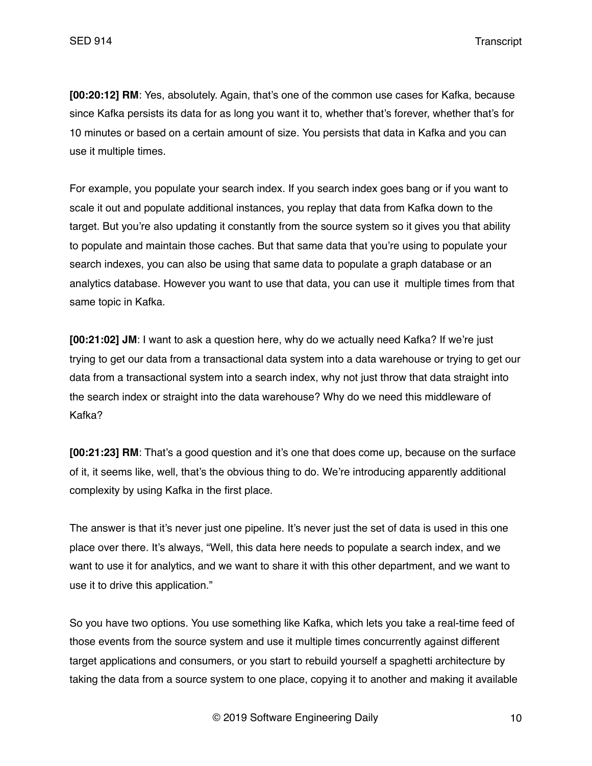**[00:20:12] RM**: Yes, absolutely. Again, that's one of the common use cases for Kafka, because since Kafka persists its data for as long you want it to, whether that's forever, whether that's for 10 minutes or based on a certain amount of size. You persists that data in Kafka and you can use it multiple times.

For example, you populate your search index. If you search index goes bang or if you want to scale it out and populate additional instances, you replay that data from Kafka down to the target. But you're also updating it constantly from the source system so it gives you that ability to populate and maintain those caches. But that same data that you're using to populate your search indexes, you can also be using that same data to populate a graph database or an analytics database. However you want to use that data, you can use it  multiple times from that same topic in Kafka.

**[00:21:02] JM**: I want to ask a question here, why do we actually need Kafka? If we're just trying to get our data from a transactional data system into a data warehouse or trying to get our data from a transactional system into a search index, why not just throw that data straight into the search index or straight into the data warehouse? Why do we need this middleware of Kafka?

**[00:21:23] RM**: That's a good question and it's one that does come up, because on the surface of it, it seems like, well, that's the obvious thing to do. We're introducing apparently additional complexity by using Kafka in the first place.

The answer is that it's never just one pipeline. It's never just the set of data is used in this one place over there. It's always, "Well, this data here needs to populate a search index, and we want to use it for analytics, and we want to share it with this other department, and we want to use it to drive this application."

So you have two options. You use something like Kafka, which lets you take a real-time feed of those events from the source system and use it multiple times concurrently against different target applications and consumers, or you start to rebuild yourself a spaghetti architecture by taking the data from a source system to one place, copying it to another and making it available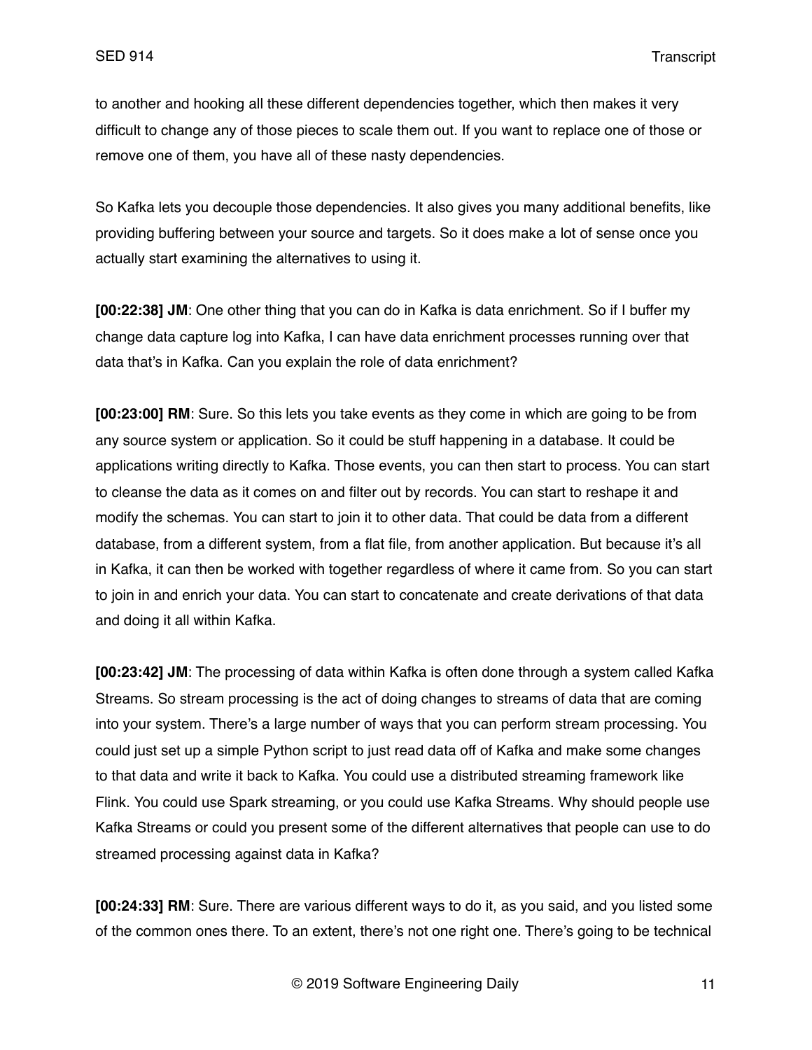to another and hooking all these different dependencies together, which then makes it very difficult to change any of those pieces to scale them out. If you want to replace one of those or remove one of them, you have all of these nasty dependencies.

So Kafka lets you decouple those dependencies. It also gives you many additional benefits, like providing buffering between your source and targets. So it does make a lot of sense once you actually start examining the alternatives to using it.

**[00:22:38] JM**: One other thing that you can do in Kafka is data enrichment. So if I buffer my change data capture log into Kafka, I can have data enrichment processes running over that data that's in Kafka. Can you explain the role of data enrichment?

**[00:23:00] RM**: Sure. So this lets you take events as they come in which are going to be from any source system or application. So it could be stuff happening in a database. It could be applications writing directly to Kafka. Those events, you can then start to process. You can start to cleanse the data as it comes on and filter out by records. You can start to reshape it and modify the schemas. You can start to join it to other data. That could be data from a different database, from a different system, from a flat file, from another application. But because it's all in Kafka, it can then be worked with together regardless of where it came from. So you can start to join in and enrich your data. You can start to concatenate and create derivations of that data and doing it all within Kafka.

**[00:23:42] JM**: The processing of data within Kafka is often done through a system called Kafka Streams. So stream processing is the act of doing changes to streams of data that are coming into your system. There's a large number of ways that you can perform stream processing. You could just set up a simple Python script to just read data off of Kafka and make some changes to that data and write it back to Kafka. You could use a distributed streaming framework like Flink. You could use Spark streaming, or you could use Kafka Streams. Why should people use Kafka Streams or could you present some of the different alternatives that people can use to do streamed processing against data in Kafka?

**[00:24:33] RM**: Sure. There are various different ways to do it, as you said, and you listed some of the common ones there. To an extent, there's not one right one. There's going to be technical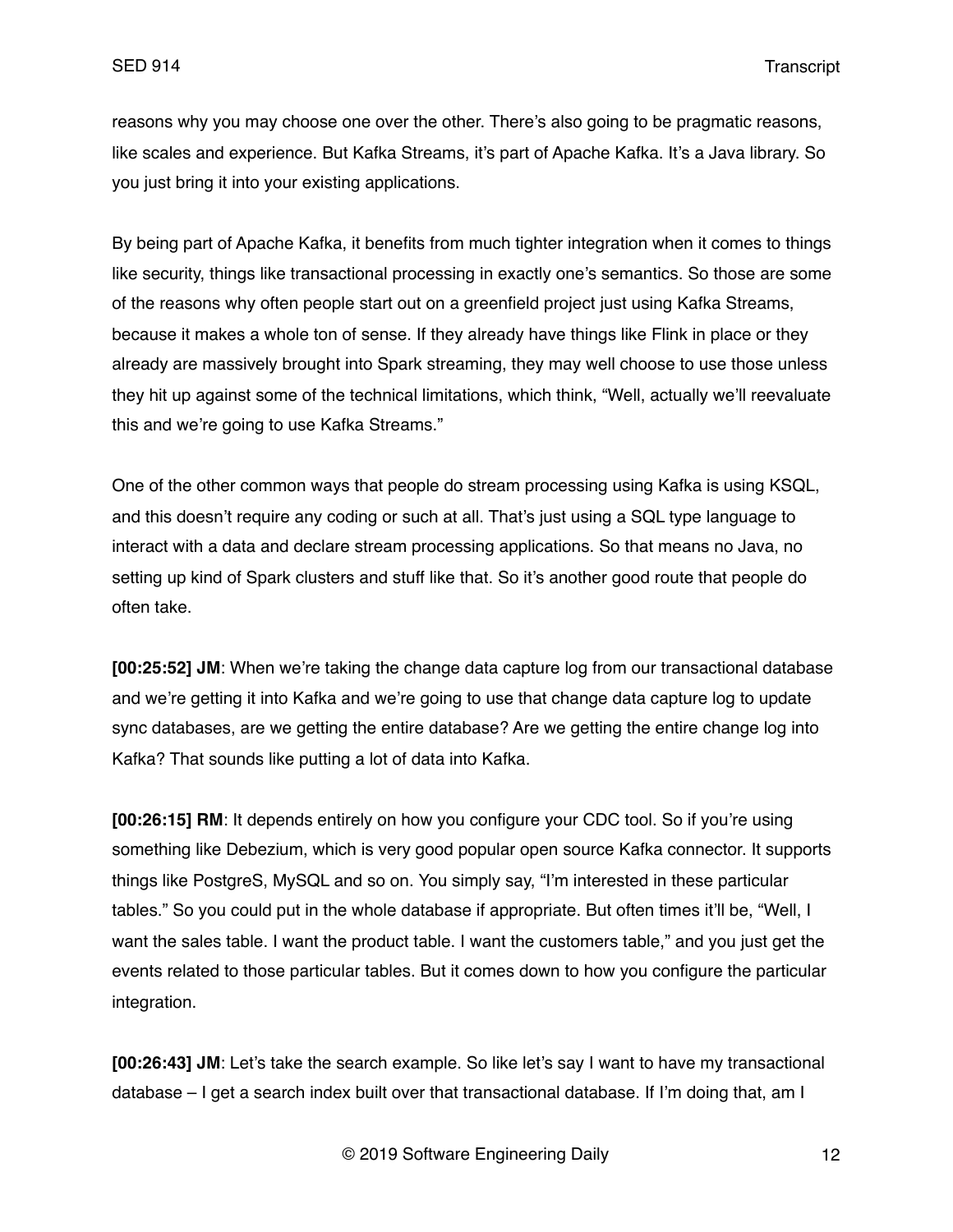reasons why you may choose one over the other. There's also going to be pragmatic reasons, like scales and experience. But Kafka Streams, it's part of Apache Kafka. It's a Java library. So you just bring it into your existing applications.

By being part of Apache Kafka, it benefits from much tighter integration when it comes to things like security, things like transactional processing in exactly one's semantics. So those are some of the reasons why often people start out on a greenfield project just using Kafka Streams, because it makes a whole ton of sense. If they already have things like Flink in place or they already are massively brought into Spark streaming, they may well choose to use those unless they hit up against some of the technical limitations, which think, "Well, actually we'll reevaluate this and we're going to use Kafka Streams."

One of the other common ways that people do stream processing using Kafka is using KSQL, and this doesn't require any coding or such at all. That's just using a SQL type language to interact with a data and declare stream processing applications. So that means no Java, no setting up kind of Spark clusters and stuff like that. So it's another good route that people do often take.

**[00:25:52] JM**: When we're taking the change data capture log from our transactional database and we're getting it into Kafka and we're going to use that change data capture log to update sync databases, are we getting the entire database? Are we getting the entire change log into Kafka? That sounds like putting a lot of data into Kafka.

**[00:26:15] RM**: It depends entirely on how you configure your CDC tool. So if you're using something like Debezium, which is very good popular open source Kafka connector. It supports things like PostgreS, MySQL and so on. You simply say, "I'm interested in these particular tables." So you could put in the whole database if appropriate. But often times it'll be, "Well, I want the sales table. I want the product table. I want the customers table," and you just get the events related to those particular tables. But it comes down to how you configure the particular integration.

**[00:26:43] JM**: Let's take the search example. So like let's say I want to have my transactional database – I get a search index built over that transactional database. If I'm doing that, am I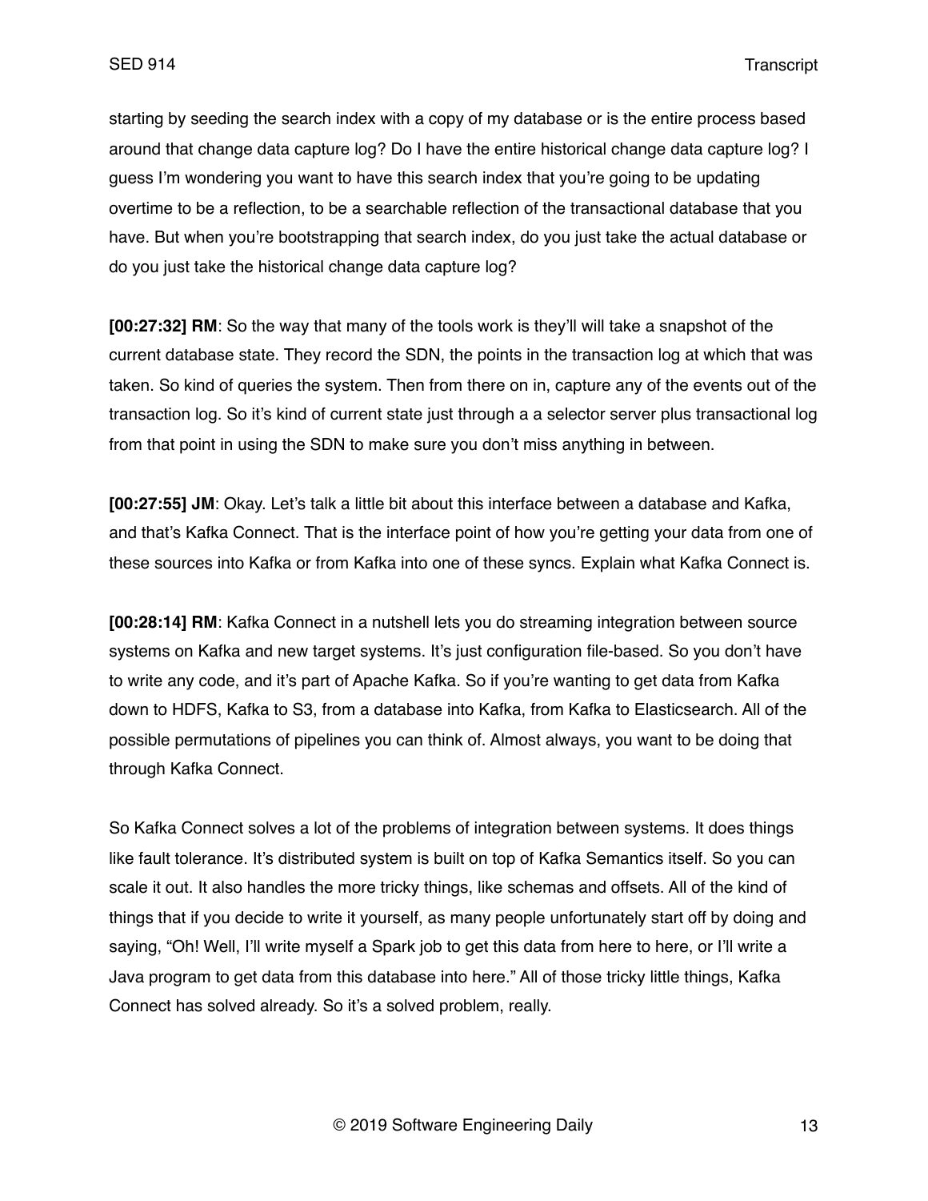starting by seeding the search index with a copy of my database or is the entire process based around that change data capture log? Do I have the entire historical change data capture log? I guess I'm wondering you want to have this search index that you're going to be updating overtime to be a reflection, to be a searchable reflection of the transactional database that you have. But when you're bootstrapping that search index, do you just take the actual database or do you just take the historical change data capture log?

**[00:27:32] RM**: So the way that many of the tools work is they'll will take a snapshot of the current database state. They record the SDN, the points in the transaction log at which that was taken. So kind of queries the system. Then from there on in, capture any of the events out of the transaction log. So it's kind of current state just through a a selector server plus transactional log from that point in using the SDN to make sure you don't miss anything in between.

**[00:27:55] JM**: Okay. Let's talk a little bit about this interface between a database and Kafka, and that's Kafka Connect. That is the interface point of how you're getting your data from one of these sources into Kafka or from Kafka into one of these syncs. Explain what Kafka Connect is.

**[00:28:14] RM**: Kafka Connect in a nutshell lets you do streaming integration between source systems on Kafka and new target systems. It's just configuration file-based. So you don't have to write any code, and it's part of Apache Kafka. So if you're wanting to get data from Kafka down to HDFS, Kafka to S3, from a database into Kafka, from Kafka to Elasticsearch. All of the possible permutations of pipelines you can think of. Almost always, you want to be doing that through Kafka Connect.

So Kafka Connect solves a lot of the problems of integration between systems. It does things like fault tolerance. It's distributed system is built on top of Kafka Semantics itself. So you can scale it out. It also handles the more tricky things, like schemas and offsets. All of the kind of things that if you decide to write it yourself, as many people unfortunately start off by doing and saying, "Oh! Well, I'll write myself a Spark job to get this data from here to here, or I'll write a Java program to get data from this database into here." All of those tricky little things, Kafka Connect has solved already. So it's a solved problem, really.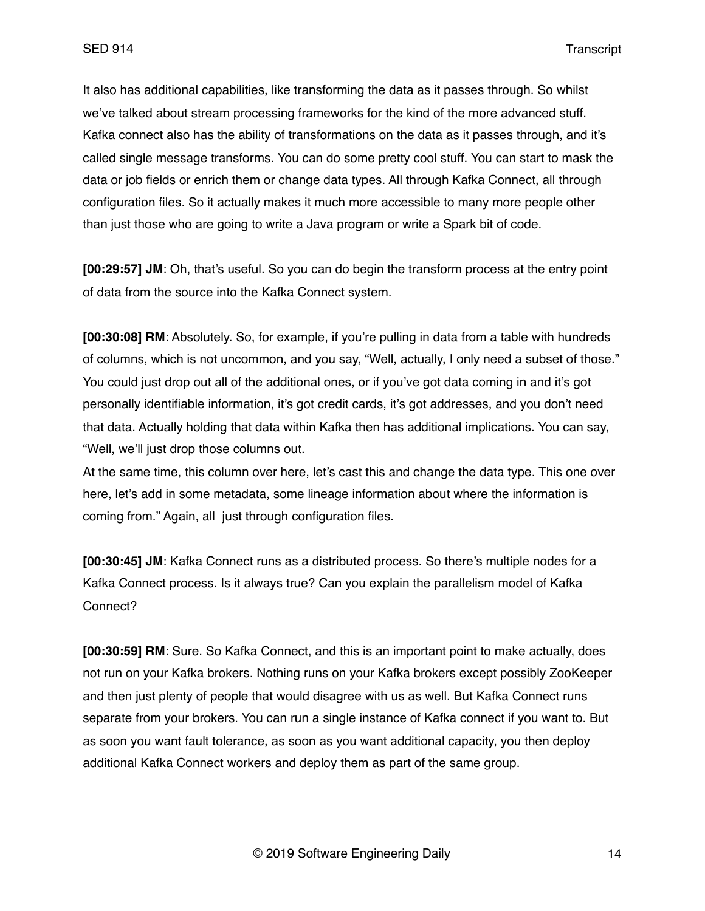It also has additional capabilities, like transforming the data as it passes through. So whilst we've talked about stream processing frameworks for the kind of the more advanced stuff. Kafka connect also has the ability of transformations on the data as it passes through, and it's called single message transforms. You can do some pretty cool stuff. You can start to mask the data or job fields or enrich them or change data types. All through Kafka Connect, all through configuration files. So it actually makes it much more accessible to many more people other than just those who are going to write a Java program or write a Spark bit of code.

**[00:29:57] JM**: Oh, that's useful. So you can do begin the transform process at the entry point of data from the source into the Kafka Connect system.

**[00:30:08] RM**: Absolutely. So, for example, if you're pulling in data from a table with hundreds of columns, which is not uncommon, and you say, "Well, actually, I only need a subset of those." You could just drop out all of the additional ones, or if you've got data coming in and it's got personally identifiable information, it's got credit cards, it's got addresses, and you don't need that data. Actually holding that data within Kafka then has additional implications. You can say, "Well, we'll just drop those columns out.
At the same time, this column over here, let's cast this and change the data type. This one over here, let's add in some metadata, some lineage information about where the information is coming from." Again, all just through configuration files.

**[00:30:45] JM**: Kafka Connect runs as a distributed process. So there's multiple nodes for a Kafka Connect process. Is it always true? Can you explain the parallelism model of Kafka Connect?

**[00:30:59] RM**: Sure. So Kafka Connect, and this is an important point to make actually, does not run on your Kafka brokers. Nothing runs on your Kafka brokers except possibly ZooKeeper and then just plenty of people that would disagree with us as well. But Kafka Connect runs separate from your brokers. You can run a single instance of Kafka connect if you want to. But as soon you want fault tolerance, as soon as you want additional capacity, you then deploy additional Kafka Connect workers and deploy them as part of the same group.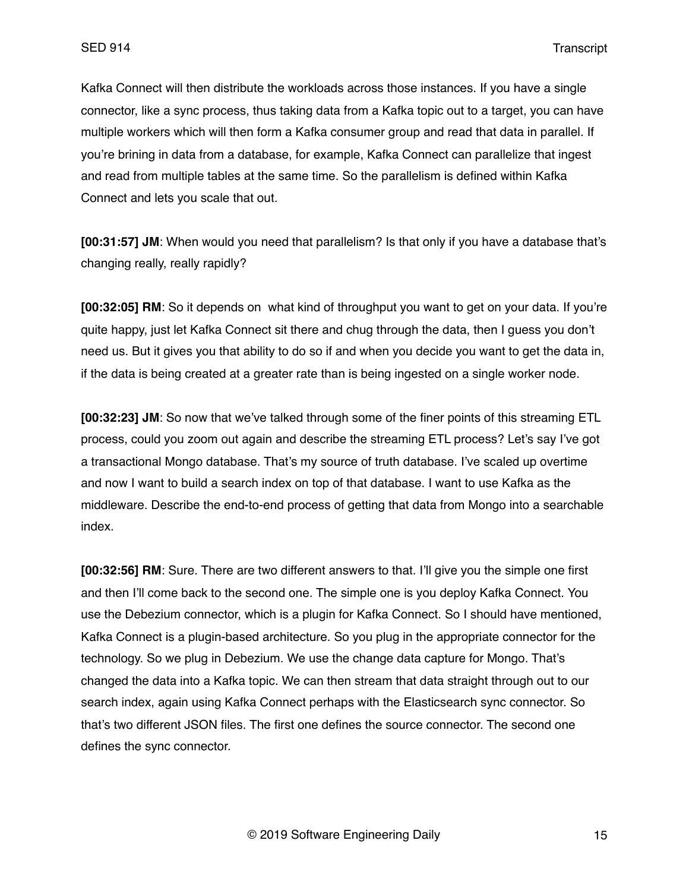Kafka Connect will then distribute the workloads across those instances. If you have a single connector, like a sync process, thus taking data from a Kafka topic out to a target, you can have multiple workers which will then form a Kafka consumer group and read that data in parallel. If you're brining in data from a database, for example, Kafka Connect can parallelize that ingest and read from multiple tables at the same time. So the parallelism is defined within Kafka Connect and lets you scale that out.

**[00:31:57] JM**: When would you need that parallelism? Is that only if you have a database that's changing really, really rapidly?

**[00:32:05] RM**: So it depends on  what kind of throughput you want to get on your data. If you're quite happy, just let Kafka Connect sit there and chug through the data, then I guess you don't need us. But it gives you that ability to do so if and when you decide you want to get the data in, if the data is being created at a greater rate than is being ingested on a single worker node.

**[00:32:23] JM**: So now that we've talked through some of the finer points of this streaming ETL process, could you zoom out again and describe the streaming ETL process? Let's say I've got a transactional Mongo database. That's my source of truth database. I've scaled up overtime and now I want to build a search index on top of that database. I want to use Kafka as the middleware. Describe the end-to-end process of getting that data from Mongo into a searchable index.

**[00:32:56] RM**: Sure. There are two different answers to that. I'll give you the simple one first and then I'll come back to the second one. The simple one is you deploy Kafka Connect. You use the Debezium connector, which is a plugin for Kafka Connect. So I should have mentioned, Kafka Connect is a plugin-based architecture. So you plug in the appropriate connector for the technology. So we plug in Debezium. We use the change data capture for Mongo. That's changed the data into a Kafka topic. We can then stream that data straight through out to our search index, again using Kafka Connect perhaps with the Elasticsearch sync connector. So that's two different JSON files. The first one defines the source connector. The second one defines the sync connector.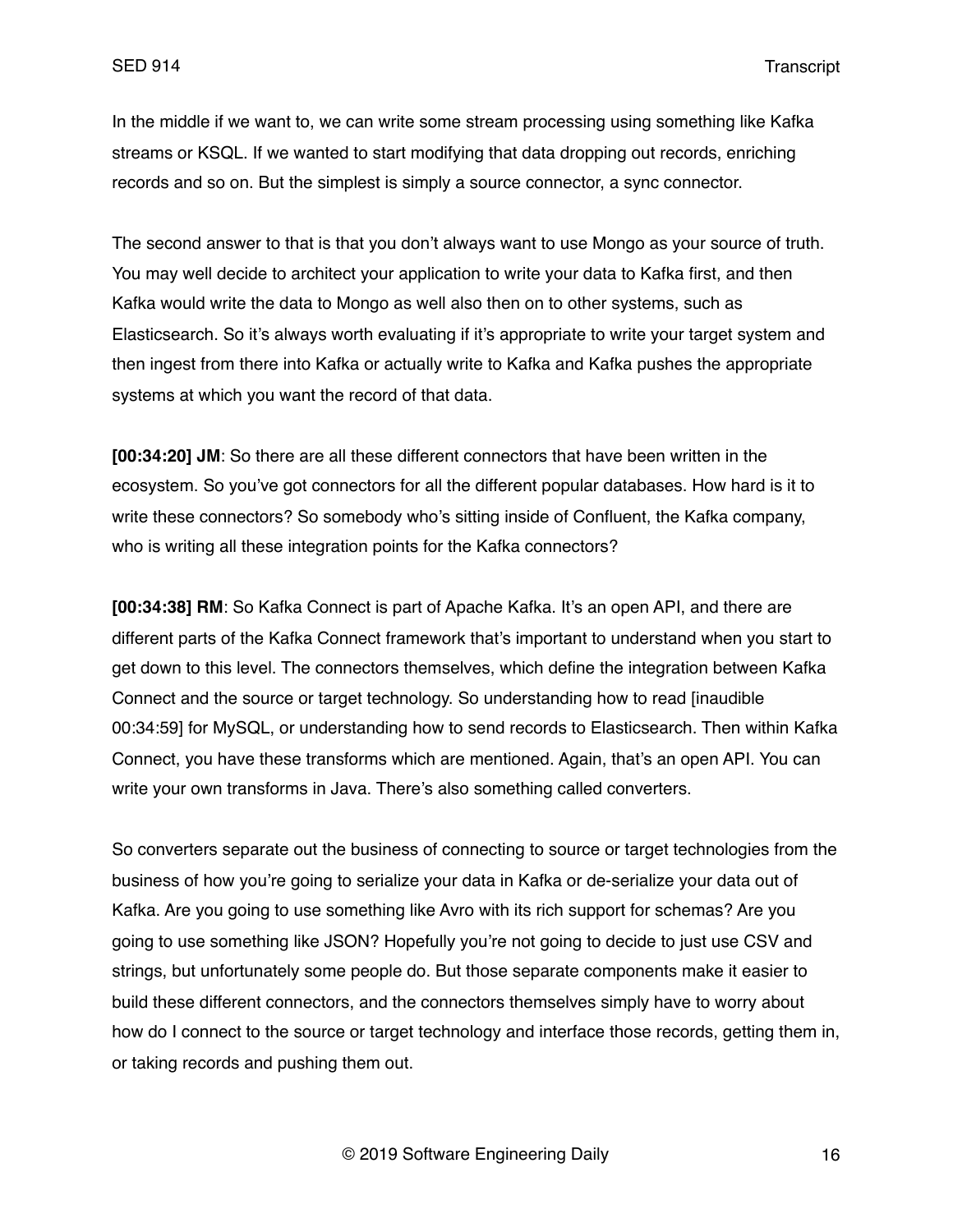In the middle if we want to, we can write some stream processing using something like Kafka streams or KSQL. If we wanted to start modifying that data dropping out records, enriching records and so on. But the simplest is simply a source connector, a sync connector.

The second answer to that is that you don't always want to use Mongo as your source of truth. You may well decide to architect your application to write your data to Kafka first, and then Kafka would write the data to Mongo as well also then on to other systems, such as Elasticsearch. So it's always worth evaluating if it's appropriate to write your target system and then ingest from there into Kafka or actually write to Kafka and Kafka pushes the appropriate systems at which you want the record of that data.

**[00:34:20] JM**: So there are all these different connectors that have been written in the ecosystem. So you've got connectors for all the different popular databases. How hard is it to write these connectors? So somebody who's sitting inside of Confluent, the Kafka company, who is writing all these integration points for the Kafka connectors?

**[00:34:38] RM**: So Kafka Connect is part of Apache Kafka. It's an open API, and there are different parts of the Kafka Connect framework that's important to understand when you start to get down to this level. The connectors themselves, which define the integration between Kafka Connect and the source or target technology. So understanding how to read [inaudible 00:34:59] for MySQL, or understanding how to send records to Elasticsearch. Then within Kafka Connect, you have these transforms which are mentioned. Again, that's an open API. You can write your own transforms in Java. There's also something called converters.

So converters separate out the business of connecting to source or target technologies from the business of how you're going to serialize your data in Kafka or de-serialize your data out of Kafka. Are you going to use something like Avro with its rich support for schemas? Are you going to use something like JSON? Hopefully you're not going to decide to just use CSV and strings, but unfortunately some people do. But those separate components make it easier to build these different connectors, and the connectors themselves simply have to worry about how do I connect to the source or target technology and interface those records, getting them in, or taking records and pushing them out.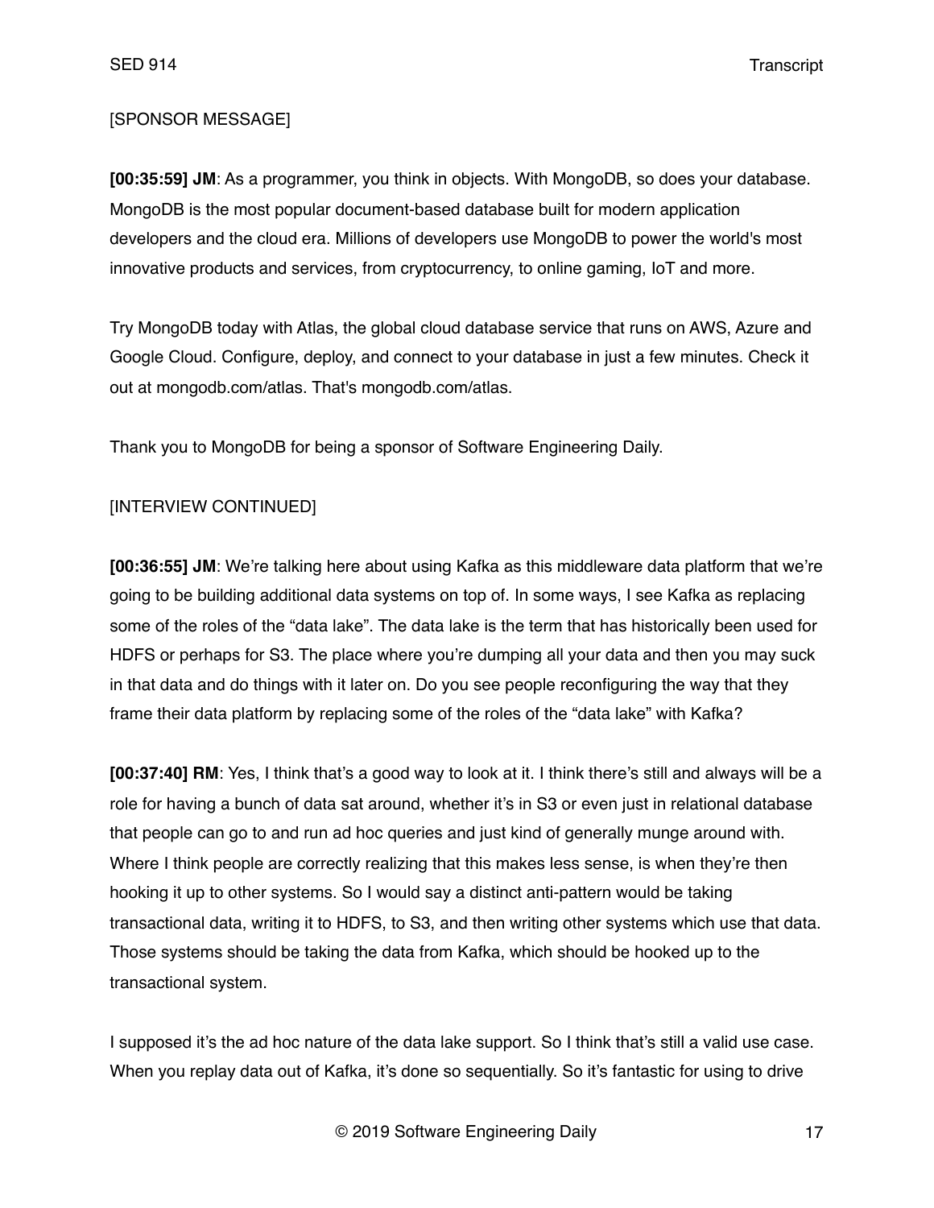[SPONSOR MESSAGE]

**[00:35:59] JM**: As a programmer, you think in objects. With MongoDB, so does your database. MongoDB is the most popular document-based database built for modern application developers and the cloud era. Millions of developers use MongoDB to power the world's most innovative products and services, from cryptocurrency, to online gaming, IoT and more.

Try MongoDB today with Atlas, the global cloud database service that runs on AWS, Azure and Google Cloud. Configure, deploy, and connect to your database in just a few minutes. Check it out at mongodb.com/atlas. That's mongodb.com/atlas.

Thank you to MongoDB for being a sponsor of Software Engineering Daily.

[INTERVIEW CONTINUED]

**[00:36:55] JM**: We're talking here about using Kafka as this middleware data platform that we're going to be building additional data systems on top of. In some ways, I see Kafka as replacing some of the roles of the "data lake". The data lake is the term that has historically been used for HDFS or perhaps for S3. The place where you're dumping all your data and then you may suck in that data and do things with it later on. Do you see people reconfiguring the way that they frame their data platform by replacing some of the roles of the "data lake" with Kafka?

**[00:37:40] RM**: Yes, I think that's a good way to look at it. I think there's still and always will be a role for having a bunch of data sat around, whether it's in S3 or even just in relational database that people can go to and run ad hoc queries and just kind of generally munge around with. Where I think people are correctly realizing that this makes less sense, is when they're then hooking it up to other systems. So I would say a distinct anti-pattern would be taking transactional data, writing it to HDFS, to S3, and then writing other systems which use that data. Those systems should be taking the data from Kafka, which should be hooked up to the transactional system.

I supposed it's the ad hoc nature of the data lake support. So I think that's still a valid use case. When you replay data out of Kafka, it's done so sequentially. So it's fantastic for using to drive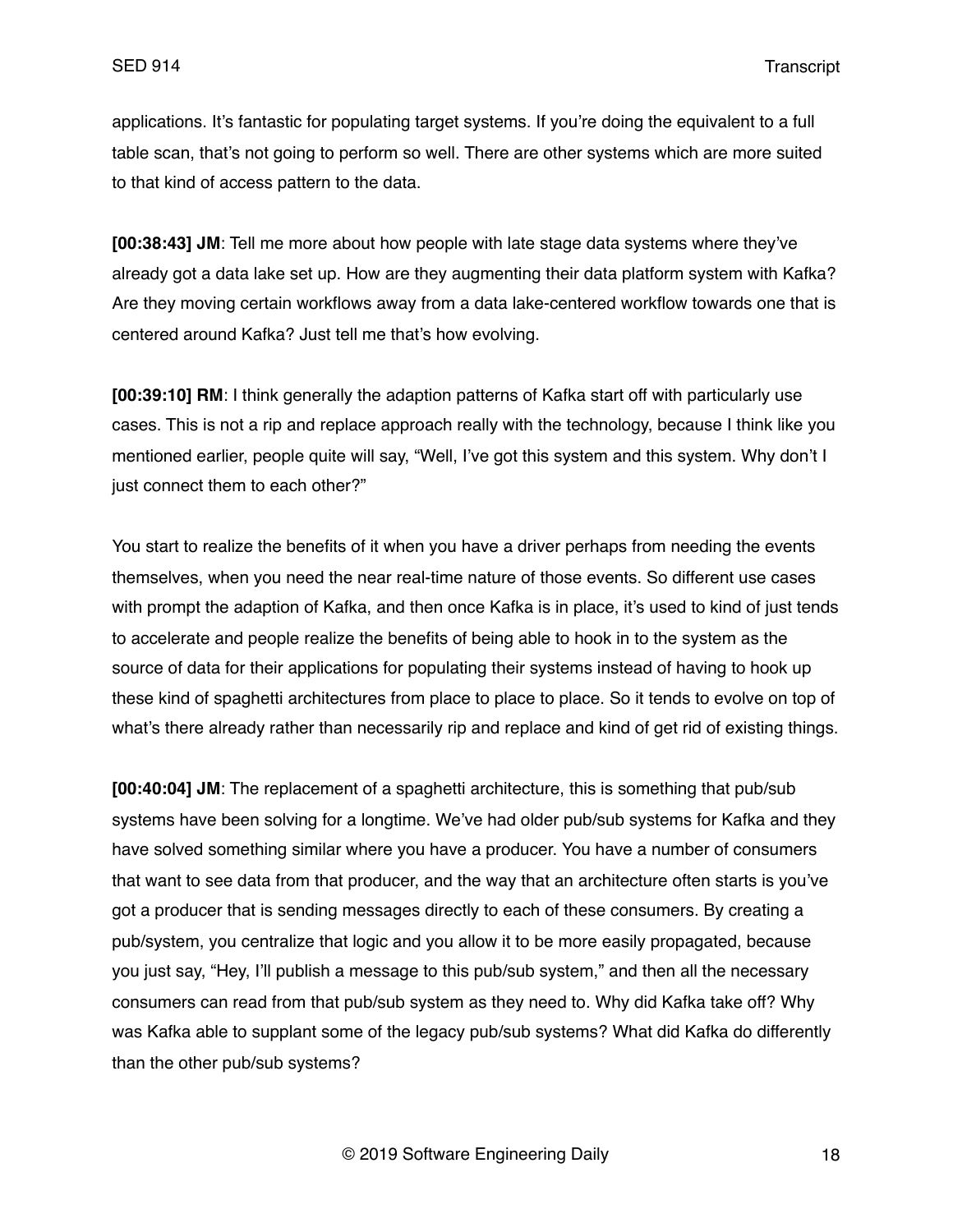applications. It's fantastic for populating target systems. If you're doing the equivalent to a full table scan, that's not going to perform so well. There are other systems which are more suited to that kind of access pattern to the data.

**[00:38:43] JM**: Tell me more about how people with late stage data systems where they've already got a data lake set up. How are they augmenting their data platform system with Kafka? Are they moving certain workflows away from a data lake-centered workflow towards one that is centered around Kafka? Just tell me that's how evolving.

**[00:39:10] RM**: I think generally the adaption patterns of Kafka start off with particularly use cases. This is not a rip and replace approach really with the technology, because I think like you mentioned earlier, people quite will say, "Well, I've got this system and this system. Why don't I just connect them to each other?"

You start to realize the benefits of it when you have a driver perhaps from needing the events themselves, when you need the near real-time nature of those events. So different use cases with prompt the adaption of Kafka, and then once Kafka is in place, it's used to kind of just tends to accelerate and people realize the benefits of being able to hook in to the system as the source of data for their applications for populating their systems instead of having to hook up these kind of spaghetti architectures from place to place to place. So it tends to evolve on top of what's there already rather than necessarily rip and replace and kind of get rid of existing things.

**[00:40:04] JM**: The replacement of a spaghetti architecture, this is something that pub/sub systems have been solving for a longtime. We've had older pub/sub systems for Kafka and they have solved something similar where you have a producer. You have a number of consumers that want to see data from that producer, and the way that an architecture often starts is you've got a producer that is sending messages directly to each of these consumers. By creating a pub/system, you centralize that logic and you allow it to be more easily propagated, because you just say, "Hey, I'll publish a message to this pub/sub system," and then all the necessary consumers can read from that pub/sub system as they need to. Why did Kafka take off? Why was Kafka able to supplant some of the legacy pub/sub systems? What did Kafka do differently than the other pub/sub systems?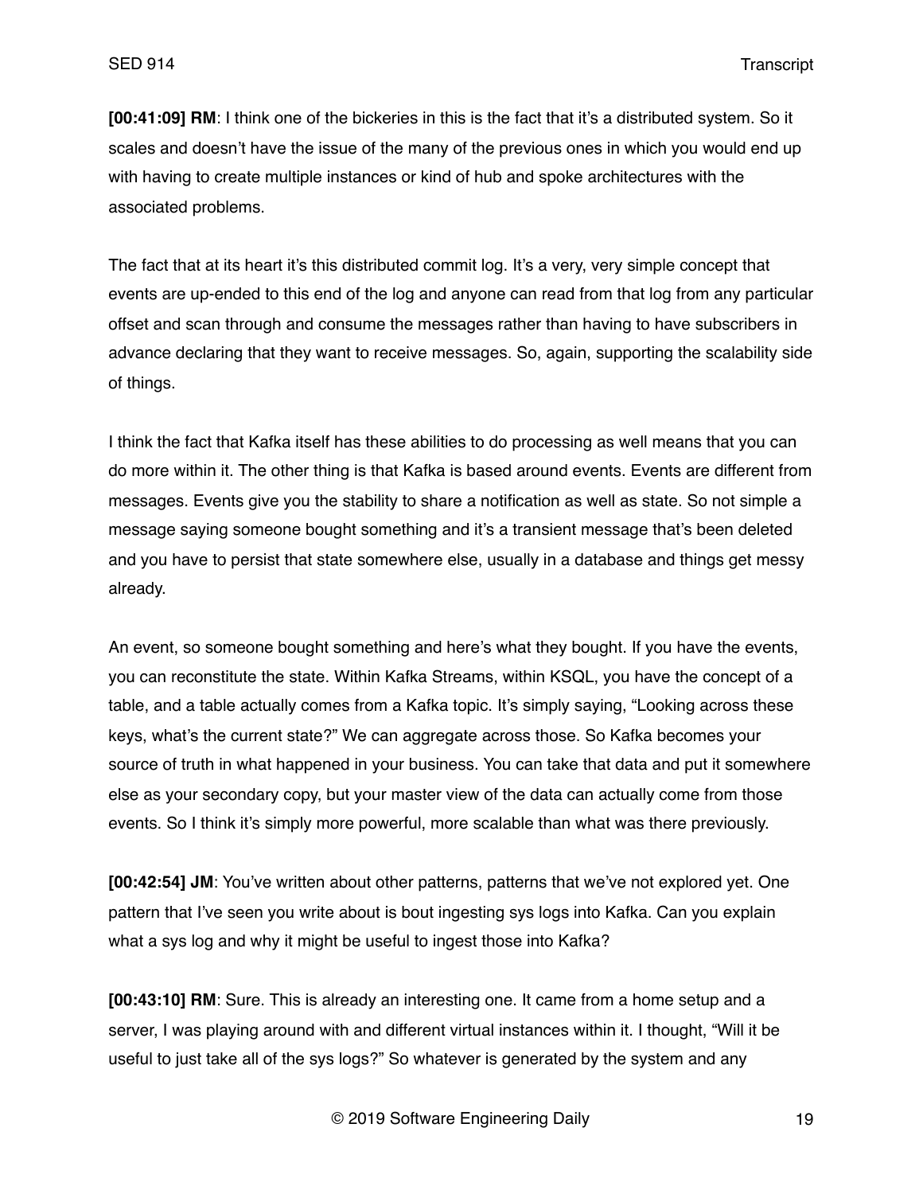**[00:41:09] RM**: I think one of the bickeries in this is the fact that it's a distributed system. So it scales and doesn't have the issue of the many of the previous ones in which you would end up with having to create multiple instances or kind of hub and spoke architectures with the associated problems.

The fact that at its heart it's this distributed commit log. It's a very, very simple concept that events are up-ended to this end of the log and anyone can read from that log from any particular offset and scan through and consume the messages rather than having to have subscribers in advance declaring that they want to receive messages. So, again, supporting the scalability side of things.

I think the fact that Kafka itself has these abilities to do processing as well means that you can do more within it. The other thing is that Kafka is based around events. Events are different from messages. Events give you the stability to share a notification as well as state. So not simple a message saying someone bought something and it's a transient message that's been deleted and you have to persist that state somewhere else, usually in a database and things get messy already.

An event, so someone bought something and here's what they bought. If you have the events, you can reconstitute the state. Within Kafka Streams, within KSQL, you have the concept of a table, and a table actually comes from a Kafka topic. It's simply saying, "Looking across these keys, what's the current state?" We can aggregate across those. So Kafka becomes your source of truth in what happened in your business. You can take that data and put it somewhere else as your secondary copy, but your master view of the data can actually come from those events. So I think it's simply more powerful, more scalable than what was there previously.

**[00:42:54] JM**: You've written about other patterns, patterns that we've not explored yet. One pattern that I've seen you write about is bout ingesting sys logs into Kafka. Can you explain what a sys log and why it might be useful to ingest those into Kafka?

**[00:43:10] RM**: Sure. This is already an interesting one. It came from a home setup and a server, I was playing around with and different virtual instances within it. I thought, "Will it be useful to just take all of the sys logs?" So whatever is generated by the system and any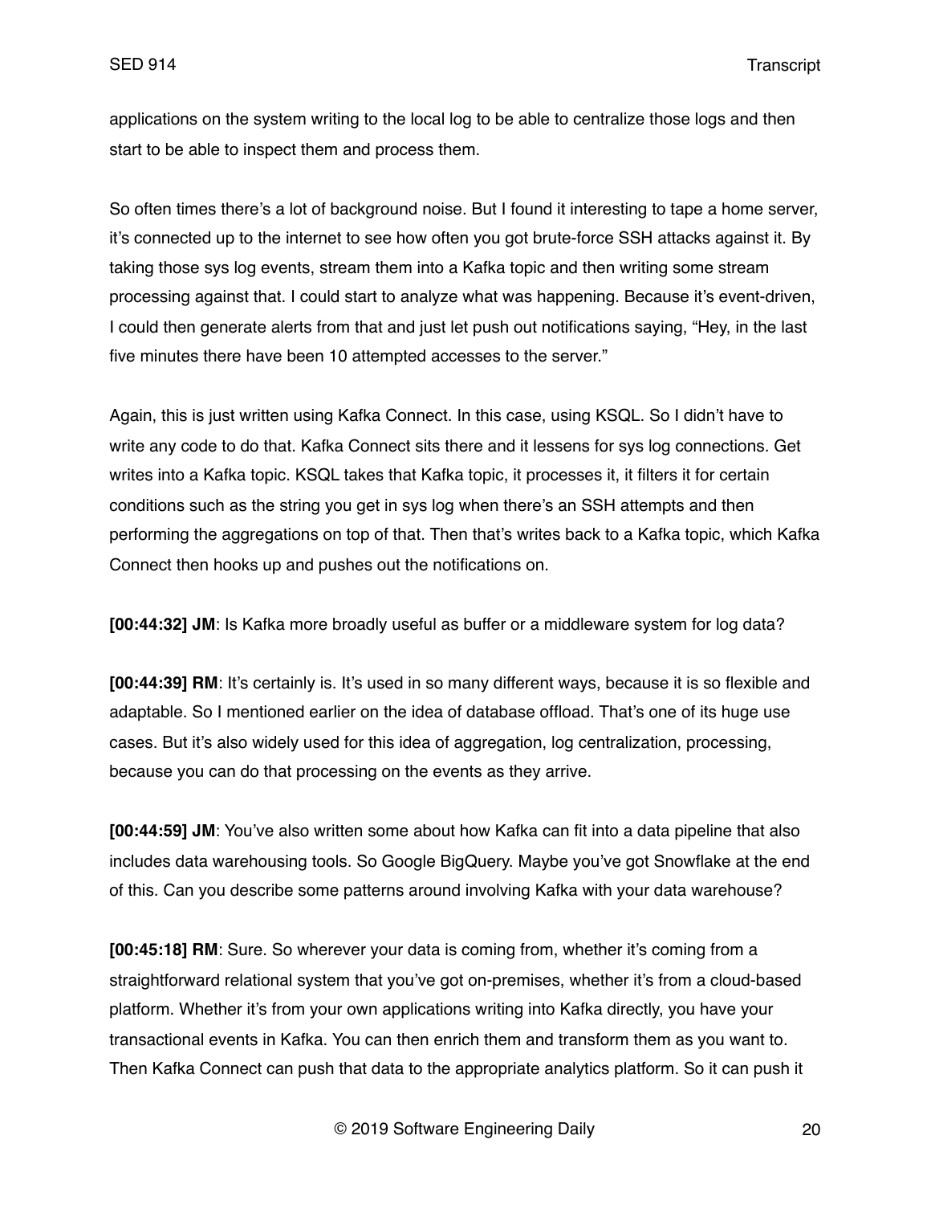applications on the system writing to the local log to be able to centralize those logs and then start to be able to inspect them and process them.

So often times there's a lot of background noise. But I found it interesting to tape a home server, it's connected up to the internet to see how often you got brute-force SSH attacks against it. By taking those sys log events, stream them into a Kafka topic and then writing some stream processing against that. I could start to analyze what was happening. Because it's event-driven, I could then generate alerts from that and just let push out notifications saying, "Hey, in the last five minutes there have been 10 attempted accesses to the server."

Again, this is just written using Kafka Connect. In this case, using KSQL. So I didn't have to write any code to do that. Kafka Connect sits there and it lessens for sys log connections. Get writes into a Kafka topic. KSQL takes that Kafka topic, it processes it, it filters it for certain conditions such as the string you get in sys log when there's an SSH attempts and then performing the aggregations on top of that. Then that's writes back to a Kafka topic, which Kafka Connect then hooks up and pushes out the notifications on.

**[00:44:32] JM**: Is Kafka more broadly useful as buffer or a middleware system for log data?

**[00:44:39] RM**: It's certainly is. It's used in so many different ways, because it is so flexible and adaptable. So I mentioned earlier on the idea of database offload. That's one of its huge use cases. But it's also widely used for this idea of aggregation, log centralization, processing, because you can do that processing on the events as they arrive.

**[00:44:59] JM**: You've also written some about how Kafka can fit into a data pipeline that also includes data warehousing tools. So Google BigQuery. Maybe you've got Snowflake at the end of this. Can you describe some patterns around involving Kafka with your data warehouse?

**[00:45:18] RM**: Sure. So wherever your data is coming from, whether it's coming from a straightforward relational system that you've got on-premises, whether it's from a cloud-based platform. Whether it's from your own applications writing into Kafka directly, you have your transactional events in Kafka. You can then enrich them and transform them as you want to. Then Kafka Connect can push that data to the appropriate analytics platform. So it can push it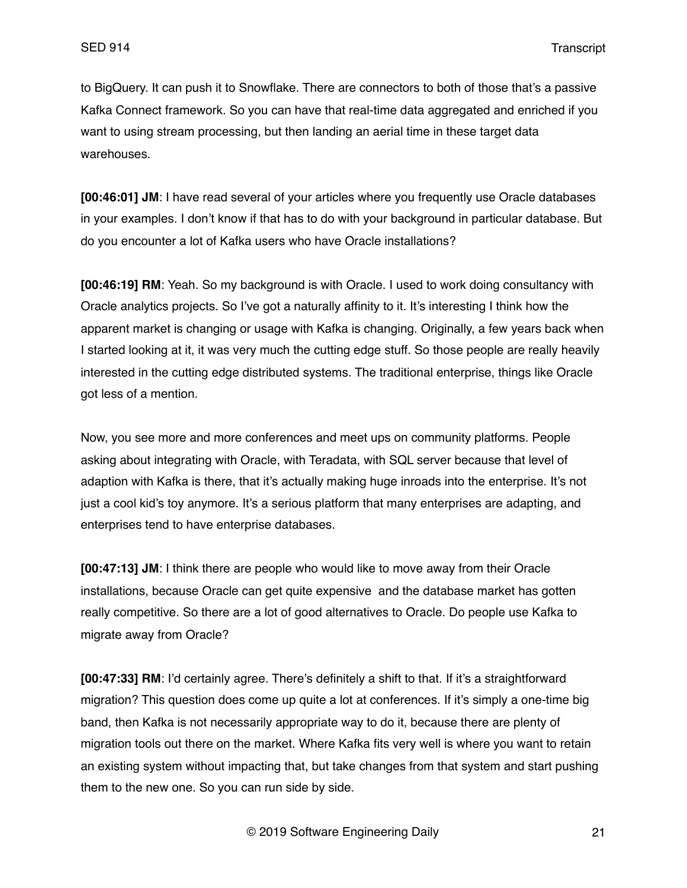to BigQuery. It can push it to Snowflake. There are connectors to both of those that's a passive Kafka Connect framework. So you can have that real-time data aggregated and enriched if you want to using stream processing, but then landing an aerial time in these target data warehouses.

**[00:46:01] JM**: I have read several of your articles where you frequently use Oracle databases in your examples. I don't know if that has to do with your background in particular database. But do you encounter a lot of Kafka users who have Oracle installations?

**[00:46:19] RM**: Yeah. So my background is with Oracle. I used to work doing consultancy with Oracle analytics projects. So I've got a naturally affinity to it. It's interesting I think how the apparent market is changing or usage with Kafka is changing. Originally, a few years back when I started looking at it, it was very much the cutting edge stuff. So those people are really heavily interested in the cutting edge distributed systems. The traditional enterprise, things like Oracle got less of a mention.

Now, you see more and more conferences and meet ups on community platforms. People asking about integrating with Oracle, with Teradata, with SQL server because that level of adaption with Kafka is there, that it's actually making huge inroads into the enterprise. It's not just a cool kid's toy anymore. It's a serious platform that many enterprises are adapting, and enterprises tend to have enterprise databases.

**[00:47:13] JM**: I think there are people who would like to move away from their Oracle installations, because Oracle can get quite expensive and the database market has gotten really competitive. So there are a lot of good alternatives to Oracle. Do people use Kafka to migrate away from Oracle?

**[00:47:33] RM**: I'd certainly agree. There's definitely a shift to that. If it's a straightforward migration? This question does come up quite a lot at conferences. If it's simply a one-time big band, then Kafka is not necessarily appropriate way to do it, because there are plenty of migration tools out there on the market. Where Kafka fits very well is where you want to retain an existing system without impacting that, but take changes from that system and start pushing them to the new one. So you can run side by side.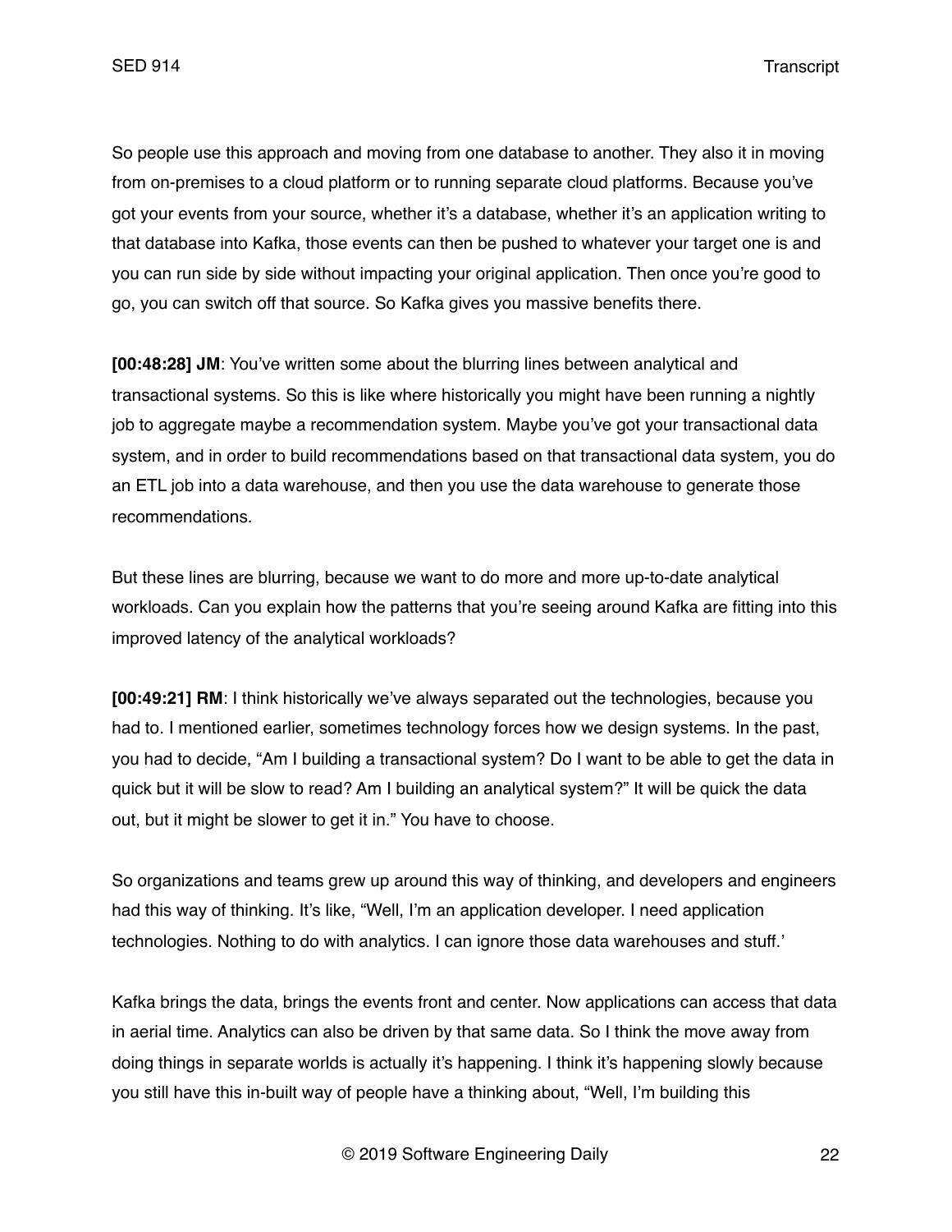So people use this approach and moving from one database to another. They also it in moving from on-premises to a cloud platform or to running separate cloud platforms. Because you've got your events from your source, whether it's a database, whether it's an application writing to that database into Kafka, those events can then be pushed to whatever your target one is and you can run side by side without impacting your original application. Then once you're good to go, you can switch off that source. So Kafka gives you massive benefits there.

**[00:48:28] JM**: You've written some about the blurring lines between analytical and transactional systems. So this is like where historically you might have been running a nightly job to aggregate maybe a recommendation system. Maybe you've got your transactional data system, and in order to build recommendations based on that transactional data system, you do an ETL job into a data warehouse, and then you use the data warehouse to generate those recommendations.

But these lines are blurring, because we want to do more and more up-to-date analytical workloads. Can you explain how the patterns that you're seeing around Kafka are fitting into this improved latency of the analytical workloads?

**[00:49:21] RM**: I think historically we've always separated out the technologies, because you had to. I mentioned earlier, sometimes technology forces how we design systems. In the past, you had to decide, "Am I building a transactional system? Do I want to be able to get the data in quick but it will be slow to read? Am I building an analytical system?" It will be quick the data out, but it might be slower to get it in." You have to choose.

So organizations and teams grew up around this way of thinking, and developers and engineers had this way of thinking. It's like, "Well, I'm an application developer. I need application technologies. Nothing to do with analytics. I can ignore those data warehouses and stuff.'

Kafka brings the data, brings the events front and center. Now applications can access that data in aerial time. Analytics can also be driven by that same data. So I think the move away from doing things in separate worlds is actually it's happening. I think it's happening slowly because you still have this in-built way of people have a thinking about, "Well, I'm building this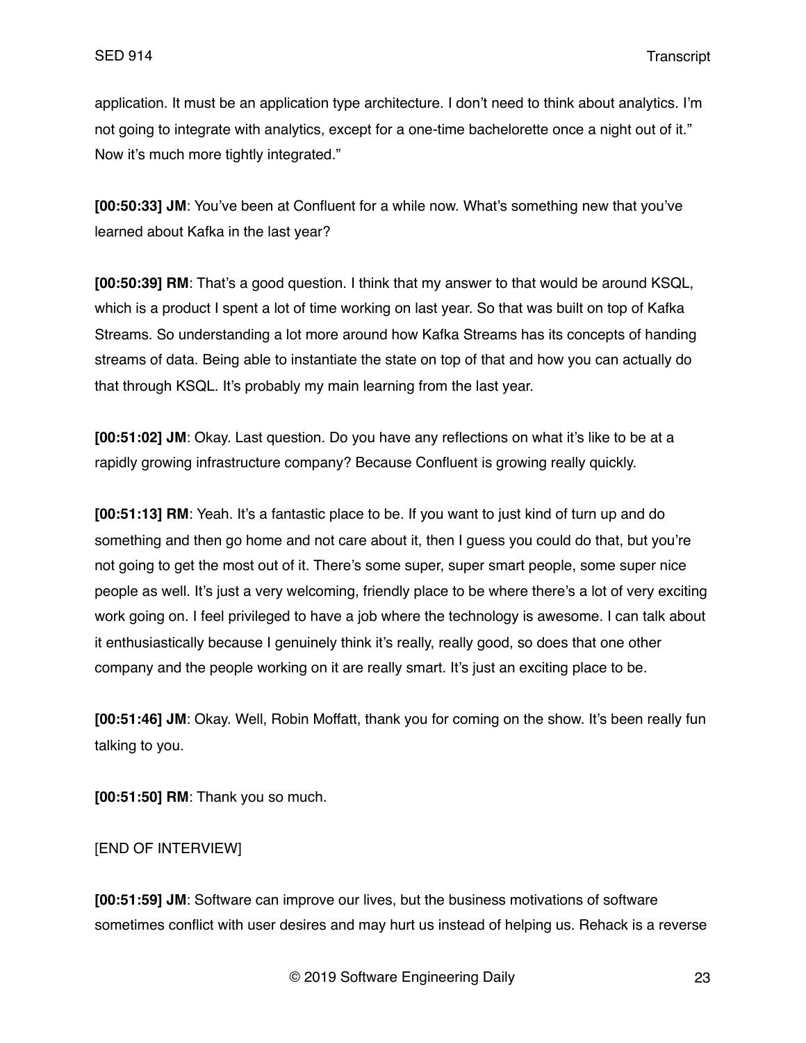application. It must be an application type architecture. I don't need to think about analytics. I'm not going to integrate with analytics, except for a one-time bachelorette once a night out of it." Now it's much more tightly integrated."

**[00:50:33] JM**: You've been at Confluent for a while now. What's something new that you've learned about Kafka in the last year?

**[00:50:39] RM**: That's a good question. I think that my answer to that would be around KSQL, which is a product I spent a lot of time working on last year. So that was built on top of Kafka Streams. So understanding a lot more around how Kafka Streams has its concepts of handing streams of data. Being able to instantiate the state on top of that and how you can actually do that through KSQL. It's probably my main learning from the last year.

**[00:51:02] JM**: Okay. Last question. Do you have any reflections on what it's like to be at a rapidly growing infrastructure company? Because Confluent is growing really quickly.

**[00:51:13] RM**: Yeah. It's a fantastic place to be. If you want to just kind of turn up and do something and then go home and not care about it, then I guess you could do that, but you're not going to get the most out of it. There's some super, super smart people, some super nice people as well. It's just a very welcoming, friendly place to be where there's a lot of very exciting work going on. I feel privileged to have a job where the technology is awesome. I can talk about it enthusiastically because I genuinely think it's really, really good, so does that one other company and the people working on it are really smart. It's just an exciting place to be.

**[00:51:46] JM**: Okay. Well, Robin Moffatt, thank you for coming on the show. It's been really fun talking to you.

**[00:51:50] RM**: Thank you so much.

[END OF INTERVIEW]

**[00:51:59] JM**: Software can improve our lives, but the business motivations of software sometimes conflict with user desires and may hurt us instead of helping us. Rehack is a reverse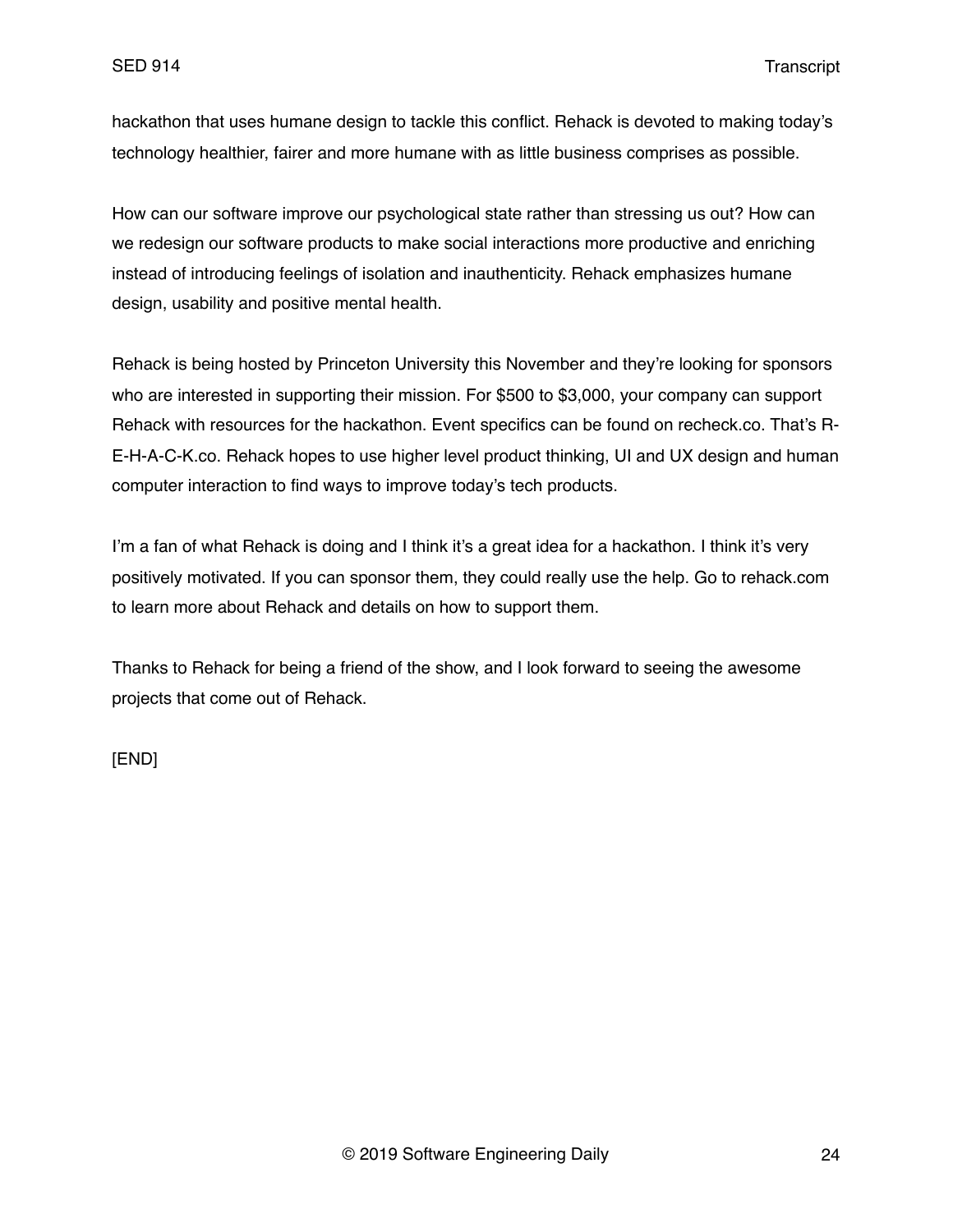hackathon that uses humane design to tackle this conflict. Rehack is devoted to making today's technology healthier, fairer and more humane with as little business comprises as possible.

How can our software improve our psychological state rather than stressing us out? How can we redesign our software products to make social interactions more productive and enriching instead of introducing feelings of isolation and inauthenticity. Rehack emphasizes humane design, usability and positive mental health.

Rehack is being hosted by Princeton University this November and they're looking for sponsors who are interested in supporting their mission. For $500 to $3,000, your company can support Rehack with resources for the hackathon. Event specifics can be found on recheck.co. That's R-E-H-A-C-K.co. Rehack hopes to use higher level product thinking, UI and UX design and human computer interaction to find ways to improve today's tech products.

I'm a fan of what Rehack is doing and I think it's a great idea for a hackathon. I think it's very positively motivated. If you can sponsor them, they could really use the help. Go to rehack.com to learn more about Rehack and details on how to support them.

Thanks to Rehack for being a friend of the show, and I look forward to seeing the awesome projects that come out of Rehack.

[END]